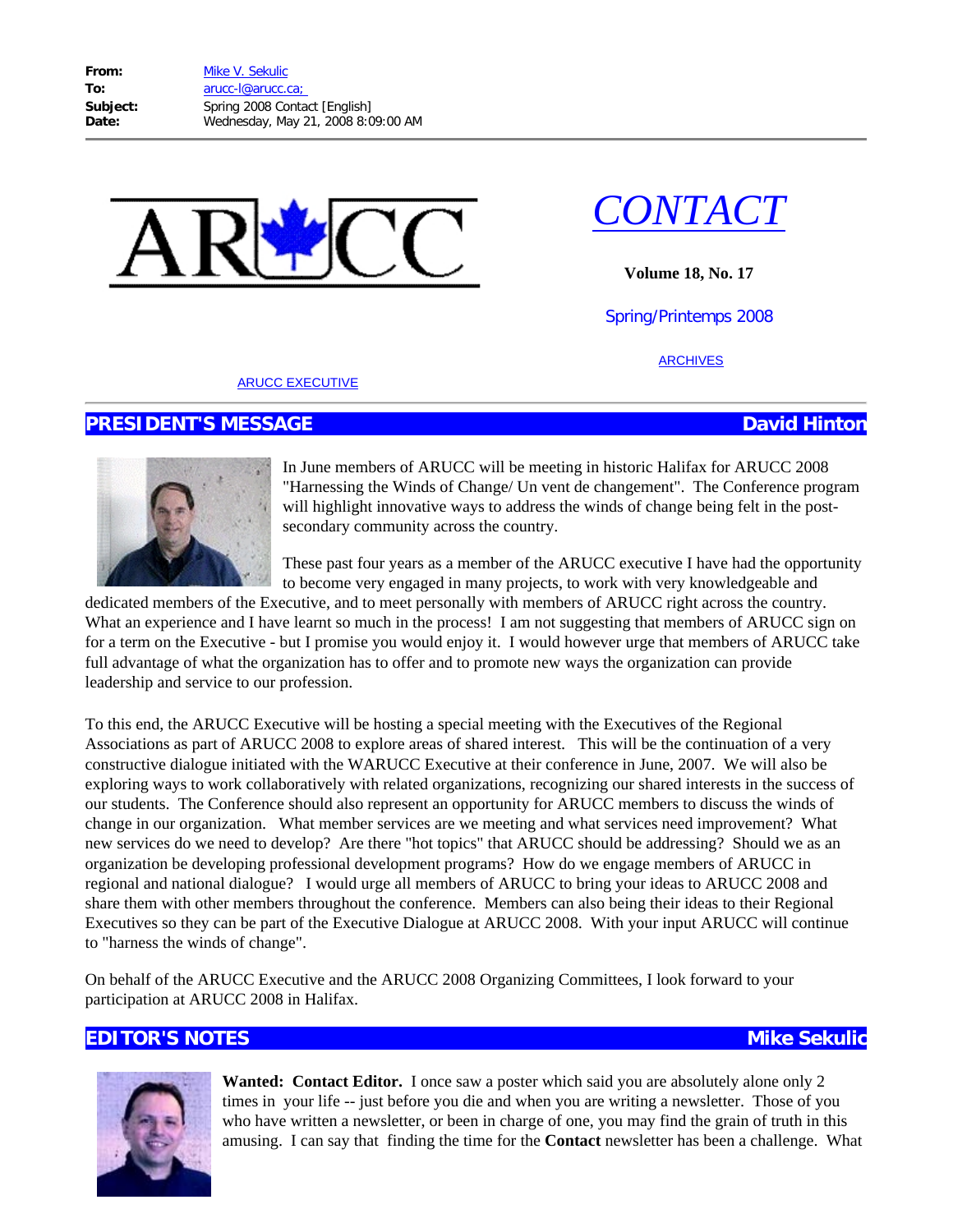**From:** Mike V. Sekulic
**To:** arucc-l@arucc.ca;
**Subject:** Spring 2008 Contact [English]
**Date:** Wednesday, May 21, 2008 8:09:00 AM

# ARUCC

# *CONTACT*

**Volume 18, No. 17**

Spring/Printemps 2008

ARCHIVES

ARUCC EXECUTIVE

## PRESIDENT'S MESSAGE — David Hinton

In June members of ARUCC will be meeting in historic Halifax for ARUCC 2008 "Harnessing the Winds of Change/ Un vent de changement". The Conference program will highlight innovative ways to address the winds of change being felt in the post-secondary community across the country.

These past four years as a member of the ARUCC executive I have had the opportunity to become very engaged in many projects, to work with very knowledgeable and dedicated members of the Executive, and to meet personally with members of ARUCC right across the country. What an experience and I have learnt so much in the process! I am not suggesting that members of ARUCC sign on for a term on the Executive - but I promise you would enjoy it. I would however urge that members of ARUCC take full advantage of what the organization has to offer and to promote new ways the organization can provide leadership and service to our profession.

To this end, the ARUCC Executive will be hosting a special meeting with the Executives of the Regional Associations as part of ARUCC 2008 to explore areas of shared interest. This will be the continuation of a very constructive dialogue initiated with the WARUCC Executive at their conference in June, 2007. We will also be exploring ways to work collaboratively with related organizations, recognizing our shared interests in the success of our students. The Conference should also represent an opportunity for ARUCC members to discuss the winds of change in our organization. What member services are we meeting and what services need improvement? What new services do we need to develop? Are there "hot topics" that ARUCC should be addressing? Should we as an organization be developing professional development programs? How do we engage members of ARUCC in regional and national dialogue? I would urge all members of ARUCC to bring your ideas to ARUCC 2008 and share them with other members throughout the conference. Members can also being their ideas to their Regional Executives so they can be part of the Executive Dialogue at ARUCC 2008. With your input ARUCC will continue to "harness the winds of change".

On behalf of the ARUCC Executive and the ARUCC 2008 Organizing Committees, I look forward to your participation at ARUCC 2008 in Halifax.

## EDITOR'S NOTES — Mike Sekulic

**Wanted: Contact Editor.** I once saw a poster which said you are absolutely alone only 2 times in your life -- just before you die and when you are writing a newsletter. Those of you who have written a newsletter, or been in charge of one, you may find the grain of truth in this amusing. I can say that finding the time for the **Contact** newsletter has been a challenge. What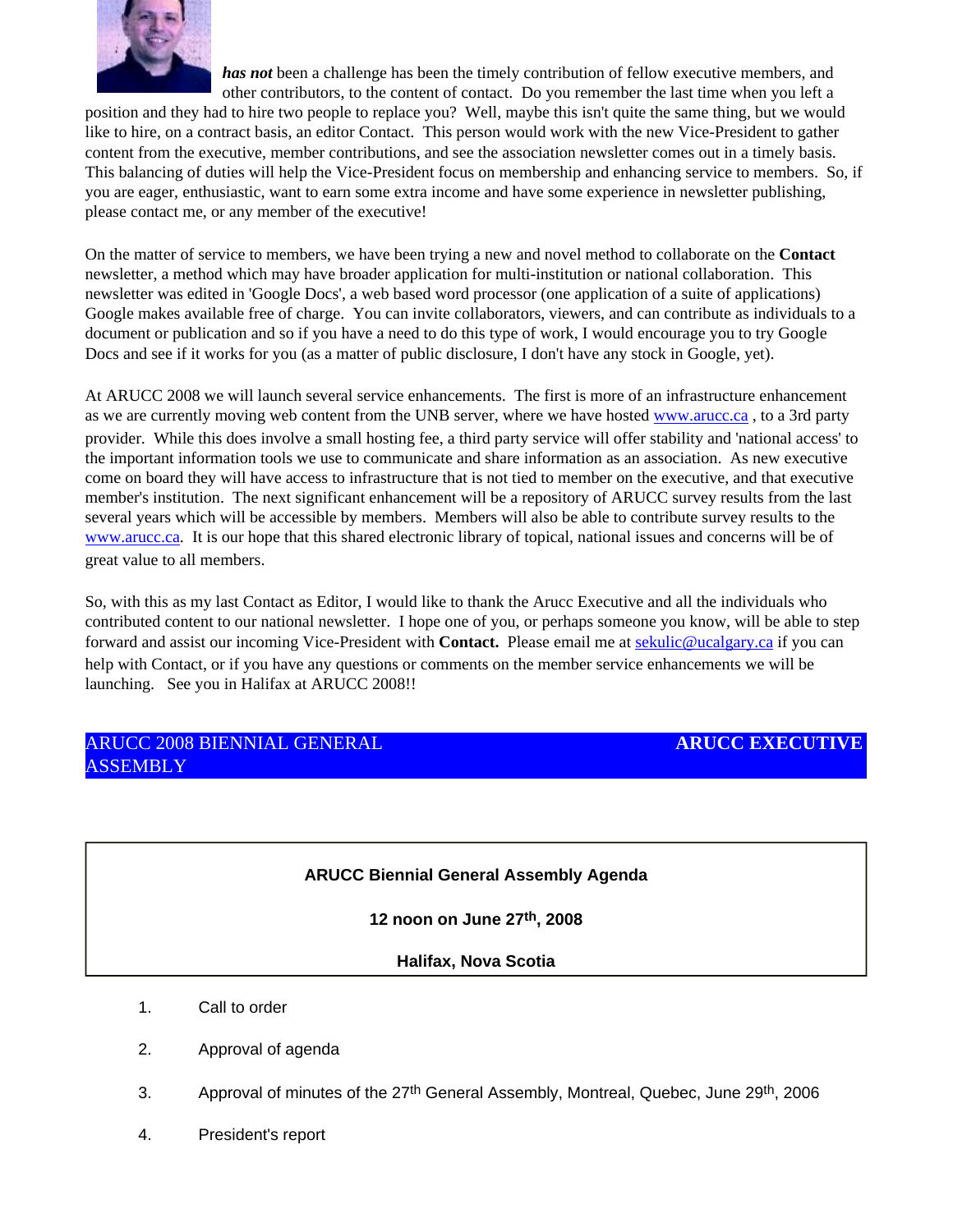***has not*** been a challenge has been the timely contribution of fellow executive members, and other contributors, to the content of contact. Do you remember the last time when you left a position and they had to hire two people to replace you? Well, maybe this isn't quite the same thing, but we would like to hire, on a contract basis, an editor Contact. This person would work with the new Vice-President to gather content from the executive, member contributions, and see the association newsletter comes out in a timely basis. This balancing of duties will help the Vice-President focus on membership and enhancing service to members. So, if you are eager, enthusiastic, want to earn some extra income and have some experience in newsletter publishing, please contact me, or any member of the executive!

On the matter of service to members, we have been trying a new and novel method to collaborate on the **Contact** newsletter, a method which may have broader application for multi-institution or national collaboration. This newsletter was edited in 'Google Docs', a web based word processor (one application of a suite of applications) Google makes available free of charge. You can invite collaborators, viewers, and can contribute as individuals to a document or publication and so if you have a need to do this type of work, I would encourage you to try Google Docs and see if it works for you (as a matter of public disclosure, I don't have any stock in Google, yet).

At ARUCC 2008 we will launch several service enhancements. The first is more of an infrastructure enhancement as we are currently moving web content from the UNB server, where we have hosted www.arucc.ca , to a 3rd party provider. While this does involve a small hosting fee, a third party service will offer stability and 'national access' to the important information tools we use to communicate and share information as an association. As new executive come on board they will have access to infrastructure that is not tied to member on the executive, and that executive member's institution. The next significant enhancement will be a repository of ARUCC survey results from the last several years which will be accessible by members. Members will also be able to contribute survey results to the www.arucc.ca. It is our hope that this shared electronic library of topical, national issues and concerns will be of great value to all members.

So, with this as my last Contact as Editor, I would like to thank the Arucc Executive and all the individuals who contributed content to our national newsletter. I hope one of you, or perhaps someone you know, will be able to step forward and assist our incoming Vice-President with **Contact.** Please email me at sekulic@ucalgary.ca if you can help with Contact, or if you have any questions or comments on the member service enhancements we will be launching. See you in Halifax at ARUCC 2008!!

## ARUCC 2008 BIENNIAL GENERAL ASSEMBLY — **ARUCC EXECUTIVE**

**ARUCC Biennial General Assembly Agenda**

**12 noon on June 27th, 2008**

**Halifax, Nova Scotia**

1. Call to order
2. Approval of agenda
3. Approval of minutes of the 27th General Assembly, Montreal, Quebec, June 29th, 2006
4. President's report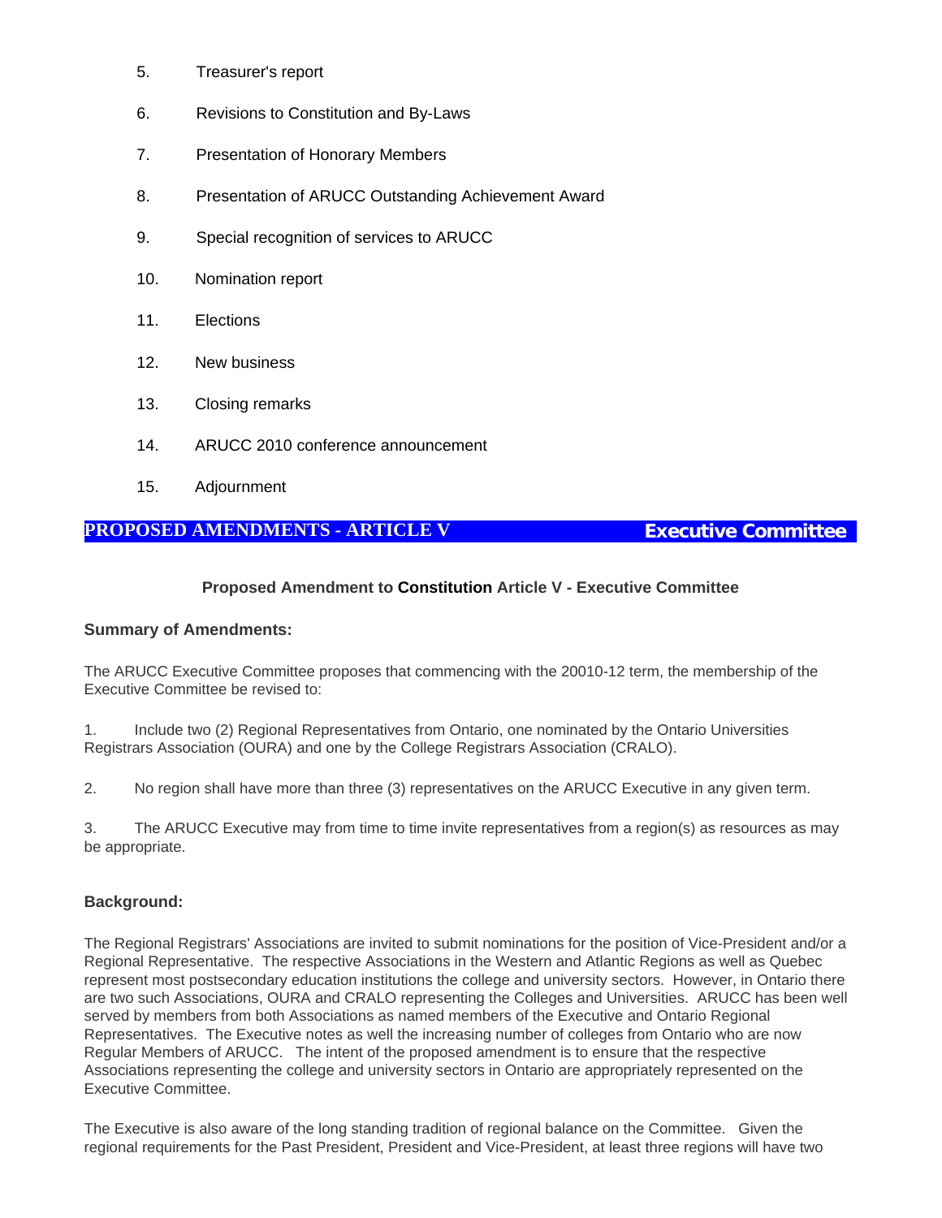5. Treasurer's report
6. Revisions to Constitution and By-Laws
7. Presentation of Honorary Members
8. Presentation of ARUCC Outstanding Achievement Award
9. Special recognition of services to ARUCC
10. Nomination report
11. Elections
12. New business
13. Closing remarks
14. ARUCC 2010 conference announcement
15. Adjournment

## PROPOSED AMENDMENTS - ARTICLE V — Executive Committee

### Proposed Amendment to **Constitution** Article V - Executive Committee

**Summary of Amendments:**

The ARUCC Executive Committee proposes that commencing with the 20010-12 term, the membership of the Executive Committee be revised to:

1. Include two (2) Regional Representatives from Ontario, one nominated by the Ontario Universities Registrars Association (OURA) and one by the College Registrars Association (CRALO).

2. No region shall have more than three (3) representatives on the ARUCC Executive in any given term.

3. The ARUCC Executive may from time to time invite representatives from a region(s) as resources as may be appropriate.

**Background:**

The Regional Registrars' Associations are invited to submit nominations for the position of Vice-President and/or a Regional Representative. The respective Associations in the Western and Atlantic Regions as well as Quebec represent most postsecondary education institutions the college and university sectors. However, in Ontario there are two such Associations, OURA and CRALO representing the Colleges and Universities. ARUCC has been well served by members from both Associations as named members of the Executive and Ontario Regional Representatives. The Executive notes as well the increasing number of colleges from Ontario who are now Regular Members of ARUCC. The intent of the proposed amendment is to ensure that the respective Associations representing the college and university sectors in Ontario are appropriately represented on the Executive Committee.

The Executive is also aware of the long standing tradition of regional balance on the Committee. Given the regional requirements for the Past President, President and Vice-President, at least three regions will have two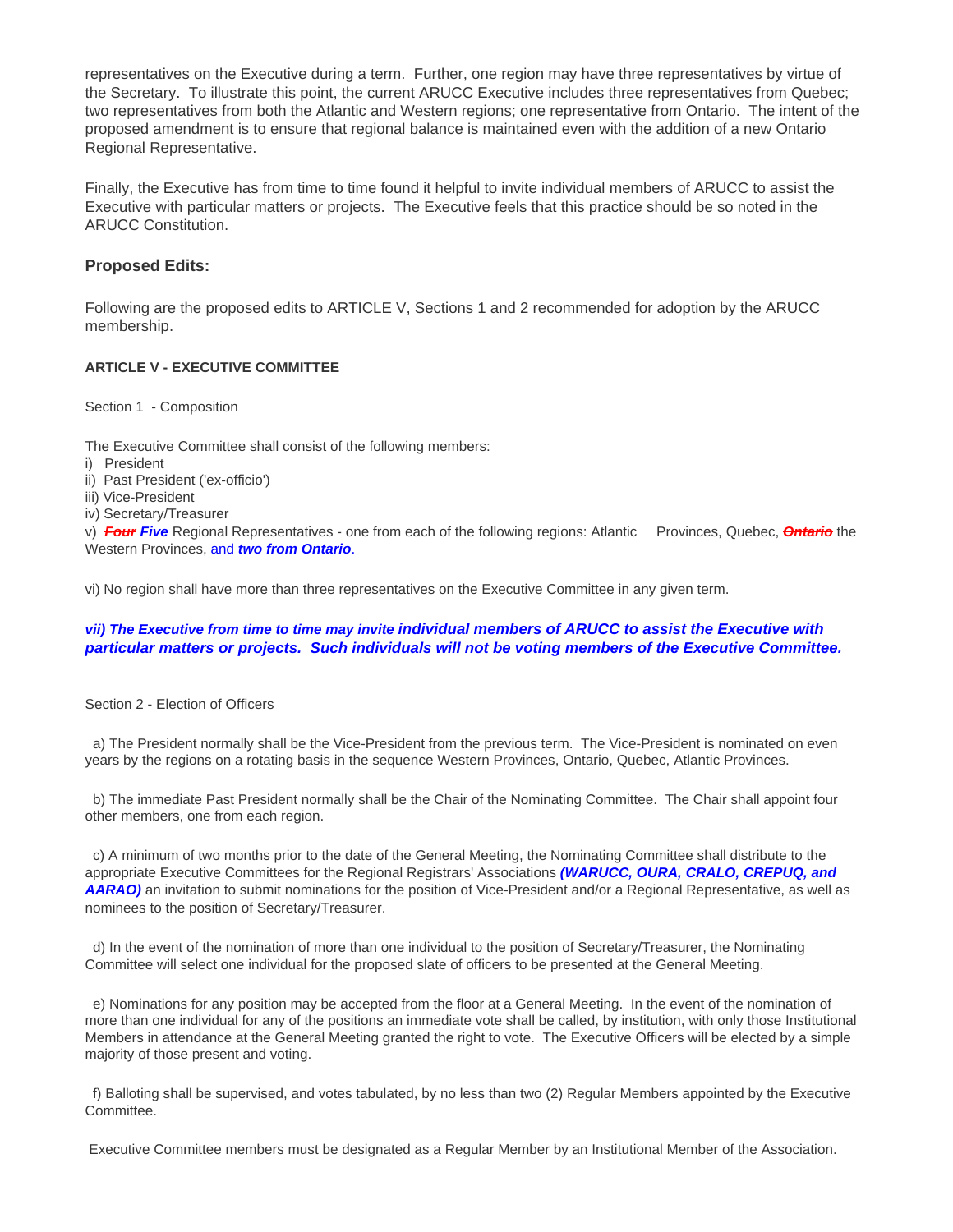representatives on the Executive during a term. Further, one region may have three representatives by virtue of the Secretary. To illustrate this point, the current ARUCC Executive includes three representatives from Quebec; two representatives from both the Atlantic and Western regions; one representative from Ontario. The intent of the proposed amendment is to ensure that regional balance is maintained even with the addition of a new Ontario Regional Representative.

Finally, the Executive has from time to time found it helpful to invite individual members of ARUCC to assist the Executive with particular matters or projects. The Executive feels that this practice should be so noted in the ARUCC Constitution.

### Proposed Edits:

Following are the proposed edits to ARTICLE V, Sections 1 and 2 recommended for adoption by the ARUCC membership.

#### ARTICLE V - EXECUTIVE COMMITTEE

Section 1 - Composition

The Executive Committee shall consist of the following members:
i) President
ii) Past President ('ex-officio')
iii) Vice-President
iv) Secretary/Treasurer
v) ~~***Four***~~ ***Five*** Regional Representatives - one from each of the following regions: Atlantic Provinces, Quebec, ~~***Ontario***~~ the Western Provinces, and ***two from Ontario***.

vi) No region shall have more than three representatives on the Executive Committee in any given term.

***vii) The Executive from time to time may invite individual members of ARUCC to assist the Executive with particular matters or projects. Such individuals will not be voting members of the Executive Committee.***

Section 2 - Election of Officers

a) The President normally shall be the Vice-President from the previous term. The Vice-President is nominated on even years by the regions on a rotating basis in the sequence Western Provinces, Ontario, Quebec, Atlantic Provinces.

b) The immediate Past President normally shall be the Chair of the Nominating Committee. The Chair shall appoint four other members, one from each region.

c) A minimum of two months prior to the date of the General Meeting, the Nominating Committee shall distribute to the appropriate Executive Committees for the Regional Registrars' Associations ***(WARUCC, OURA, CRALO, CREPUQ, and AARAO)*** an invitation to submit nominations for the position of Vice-President and/or a Regional Representative, as well as nominees to the position of Secretary/Treasurer.

d) In the event of the nomination of more than one individual to the position of Secretary/Treasurer, the Nominating Committee will select one individual for the proposed slate of officers to be presented at the General Meeting.

e) Nominations for any position may be accepted from the floor at a General Meeting. In the event of the nomination of more than one individual for any of the positions an immediate vote shall be called, by institution, with only those Institutional Members in attendance at the General Meeting granted the right to vote. The Executive Officers will be elected by a simple majority of those present and voting.

f) Balloting shall be supervised, and votes tabulated, by no less than two (2) Regular Members appointed by the Executive Committee.

Executive Committee members must be designated as a Regular Member by an Institutional Member of the Association.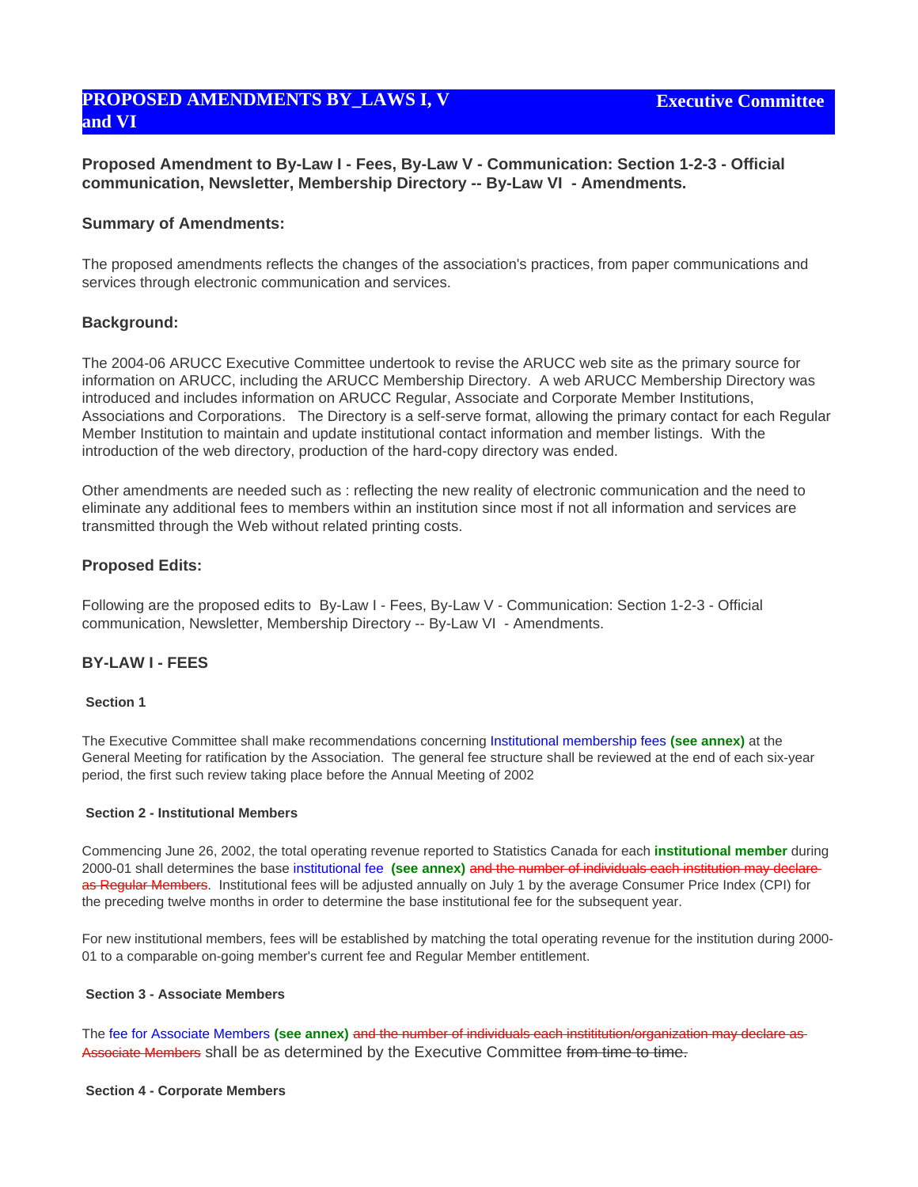# PROPOSED AMENDMENTS BY_LAWS I, V and VI

**Executive Committee**

**Proposed Amendment to By-Law I - Fees, By-Law V - Communication: Section 1-2-3 - Official communication, Newsletter, Membership Directory -- By-Law VI - Amendments.**

### Summary of Amendments:

The proposed amendments reflects the changes of the association's practices, from paper communications and services through electronic communication and services.

### Background:

The 2004-06 ARUCC Executive Committee undertook to revise the ARUCC web site as the primary source for information on ARUCC, including the ARUCC Membership Directory. A web ARUCC Membership Directory was introduced and includes information on ARUCC Regular, Associate and Corporate Member Institutions, Associations and Corporations. The Directory is a self-serve format, allowing the primary contact for each Regular Member Institution to maintain and update institutional contact information and member listings. With the introduction of the web directory, production of the hard-copy directory was ended.

Other amendments are needed such as : reflecting the new reality of electronic communication and the need to eliminate any additional fees to members within an institution since most if not all information and services are transmitted through the Web without related printing costs.

### Proposed Edits:

Following are the proposed edits to By-Law I - Fees, By-Law V - Communication: Section 1-2-3 - Official communication, Newsletter, Membership Directory -- By-Law VI - Amendments.

### BY-LAW I - FEES

#### Section 1

The Executive Committee shall make recommendations concerning Institutional membership fees **(see annex)** at the General Meeting for ratification by the Association. The general fee structure shall be reviewed at the end of each six-year period, the first such review taking place before the Annual Meeting of 2002

#### Section 2 - Institutional Members

Commencing June 26, 2002, the total operating revenue reported to Statistics Canada for each **institutional member** during 2000-01 shall determines the base institutional fee **(see annex)** ~~and the number of individuals each institution may declare as Regular Members~~. Institutional fees will be adjusted annually on July 1 by the average Consumer Price Index (CPI) for the preceding twelve months in order to determine the base institutional fee for the subsequent year.

For new institutional members, fees will be established by matching the total operating revenue for the institution during 2000-01 to a comparable on-going member's current fee and Regular Member entitlement.

#### Section 3 - Associate Members

The fee for Associate Members **(see annex)** ~~and the number of individuals each instititution/organization may declare as Associate Members~~ shall be as determined by the Executive Committee ~~from time to time.~~

#### Section 4 - Corporate Members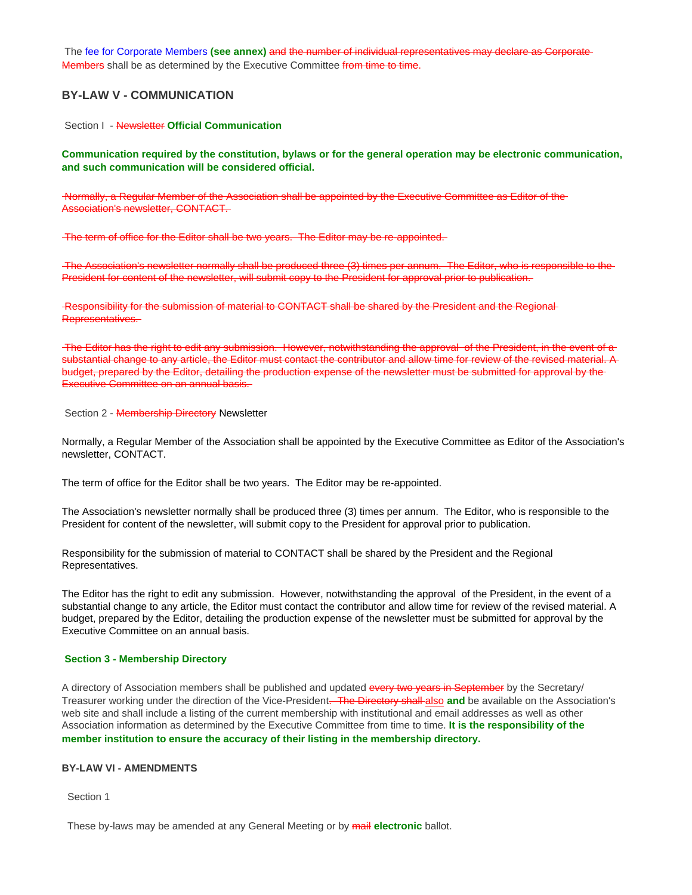The ~~fee for Corporate Members~~ **(see annex)** ~~and the number of individual representatives may declare as Corporate Members~~ shall be as determined by the Executive Committee ~~from time to time~~.

### BY-LAW V - COMMUNICATION

Section I - ~~Newsletter~~ **Official Communication**

**Communication required by the constitution, bylaws or for the general operation may be electronic communication, and such communication will be considered official.**

~~Normally, a Regular Member of the Association shall be appointed by the Executive Committee as Editor of the Association's newsletter, CONTACT.~~

~~The term of office for the Editor shall be two years. The Editor may be re-appointed.~~

~~The Association's newsletter normally shall be produced three (3) times per annum. The Editor, who is responsible to the President for content of the newsletter, will submit copy to the President for approval prior to publication.~~

~~Responsibility for the submission of material to CONTACT shall be shared by the President and the Regional Representatives.~~

~~The Editor has the right to edit any submission. However, notwithstanding the approval of the President, in the event of a substantial change to any article, the Editor must contact the contributor and allow time for review of the revised material. A budget, prepared by the Editor, detailing the production expense of the newsletter must be submitted for approval by the Executive Committee on an annual basis.~~

Section 2 - ~~Membership Directory~~ Newsletter

Normally, a Regular Member of the Association shall be appointed by the Executive Committee as Editor of the Association's newsletter, CONTACT.

The term of office for the Editor shall be two years. The Editor may be re-appointed.

The Association's newsletter normally shall be produced three (3) times per annum. The Editor, who is responsible to the President for content of the newsletter, will submit copy to the President for approval prior to publication.

Responsibility for the submission of material to CONTACT shall be shared by the President and the Regional Representatives.

The Editor has the right to edit any submission. However, notwithstanding the approval of the President, in the event of a substantial change to any article, the Editor must contact the contributor and allow time for review of the revised material. A budget, prepared by the Editor, detailing the production expense of the newsletter must be submitted for approval by the Executive Committee on an annual basis.

**Section 3 - Membership Directory**

A directory of Association members shall be published and updated ~~every two years in September~~ by the Secretary/ Treasurer working under the direction of the Vice-President~~. The Directory shall~~ ~~also~~ **and** be available on the Association's web site and shall include a listing of the current membership with institutional and email addresses as well as other Association information as determined by the Executive Committee from time to time. **It is the responsibility of the member institution to ensure the accuracy of their listing in the membership directory.**

### BY-LAW VI - AMENDMENTS

Section 1

These by-laws may be amended at any General Meeting or by ~~mail~~ **electronic** ballot.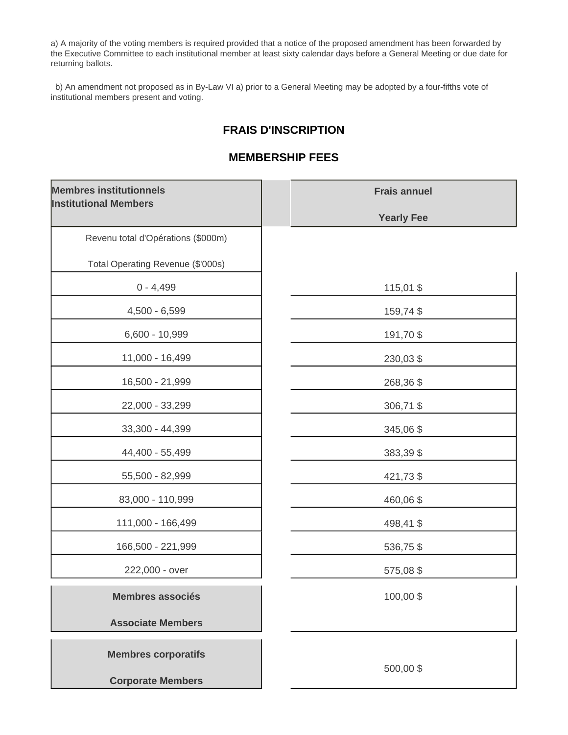a) A majority of the voting members is required provided that a notice of the proposed amendment has been forwarded by the Executive Committee to each institutional member at least sixty calendar days before a General Meeting or due date for returning ballots.

b) An amendment not proposed as in By-Law VI a) prior to a General Meeting may be adopted by a four-fifths vote of institutional members present and voting.

## FRAIS D'INSCRIPTION

## MEMBERSHIP FEES

| **Membres institutionnels**<br>**Institutional Members** | **Frais annuel**<br>**Yearly Fee** |
|---|---|
| Revenu total d'Opérations ($000m)<br>Total Operating Revenue ($'000s) | |
| 0 - 4,499 | 115,01 $ |
| 4,500 - 6,599 | 159,74 $ |
| 6,600 - 10,999 | 191,70 $ |
| 11,000 - 16,499 | 230,03 $ |
| 16,500 - 21,999 | 268,36 $ |
| 22,000 - 33,299 | 306,71 $ |
| 33,300 - 44,399 | 345,06 $ |
| 44,400 - 55,499 | 383,39 $ |
| 55,500 - 82,999 | 421,73 $ |
| 83,000 - 110,999 | 460,06 $ |
| 111,000 - 166,499 | 498,41 $ |
| 166,500 - 221,999 | 536,75 $ |
| 222,000 - over | 575,08 $ |
| **Membres associés**<br>**Associate Members** | 100,00 $ |
| **Membres corporatifs**<br>**Corporate Members** | 500,00 $ |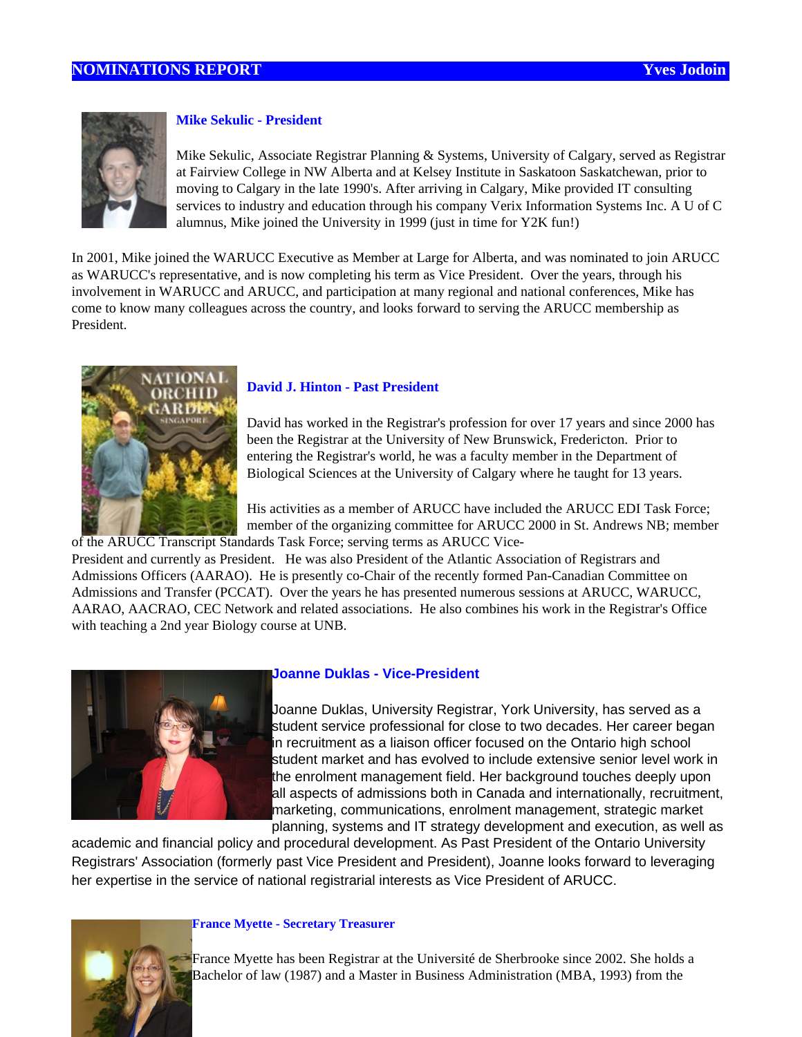## NOMINATIONS REPORT — Yves Jodoin

### Mike Sekulic - President

Mike Sekulic, Associate Registrar Planning & Systems, University of Calgary, served as Registrar at Fairview College in NW Alberta and at Kelsey Institute in Saskatoon Saskatchewan, prior to moving to Calgary in the late 1990's. After arriving in Calgary, Mike provided IT consulting services to industry and education through his company Verix Information Systems Inc. A U of C alumnus, Mike joined the University in 1999 (just in time for Y2K fun!)

In 2001, Mike joined the WARUCC Executive as Member at Large for Alberta, and was nominated to join ARUCC as WARUCC's representative, and is now completing his term as Vice President. Over the years, through his involvement in WARUCC and ARUCC, and participation at many regional and national conferences, Mike has come to know many colleagues across the country, and looks forward to serving the ARUCC membership as President.

### David J. Hinton - Past President

David has worked in the Registrar's profession for over 17 years and since 2000 has been the Registrar at the University of New Brunswick, Fredericton. Prior to entering the Registrar's world, he was a faculty member in the Department of Biological Sciences at the University of Calgary where he taught for 13 years.

His activities as a member of ARUCC have included the ARUCC EDI Task Force; member of the organizing committee for ARUCC 2000 in St. Andrews NB; member of the ARUCC Transcript Standards Task Force; serving terms as ARUCC Vice-President and currently as President. He was also President of the Atlantic Association of Registrars and Admissions Officers (AARAO). He is presently co-Chair of the recently formed Pan-Canadian Committee on Admissions and Transfer (PCCAT). Over the years he has presented numerous sessions at ARUCC, WARUCC, AARAO, AACRAO, CEC Network and related associations. He also combines his work in the Registrar's Office with teaching a 2nd year Biology course at UNB.

### Joanne Duklas - Vice-President

Joanne Duklas, University Registrar, York University, has served as a student service professional for close to two decades. Her career began in recruitment as a liaison officer focused on the Ontario high school student market and has evolved to include extensive senior level work in the enrolment management field. Her background touches deeply upon all aspects of admissions both in Canada and internationally, recruitment, marketing, communications, enrolment management, strategic market planning, systems and IT strategy development and execution, as well as academic and financial policy and procedural development. As Past President of the Ontario University Registrars' Association (formerly past Vice President and President), Joanne looks forward to leveraging her expertise in the service of national registrarial interests as Vice President of ARUCC.

### France Myette - Secretary Treasurer

France Myette has been Registrar at the Université de Sherbrooke since 2002. She holds a Bachelor of law (1987) and a Master in Business Administration (MBA, 1993) from the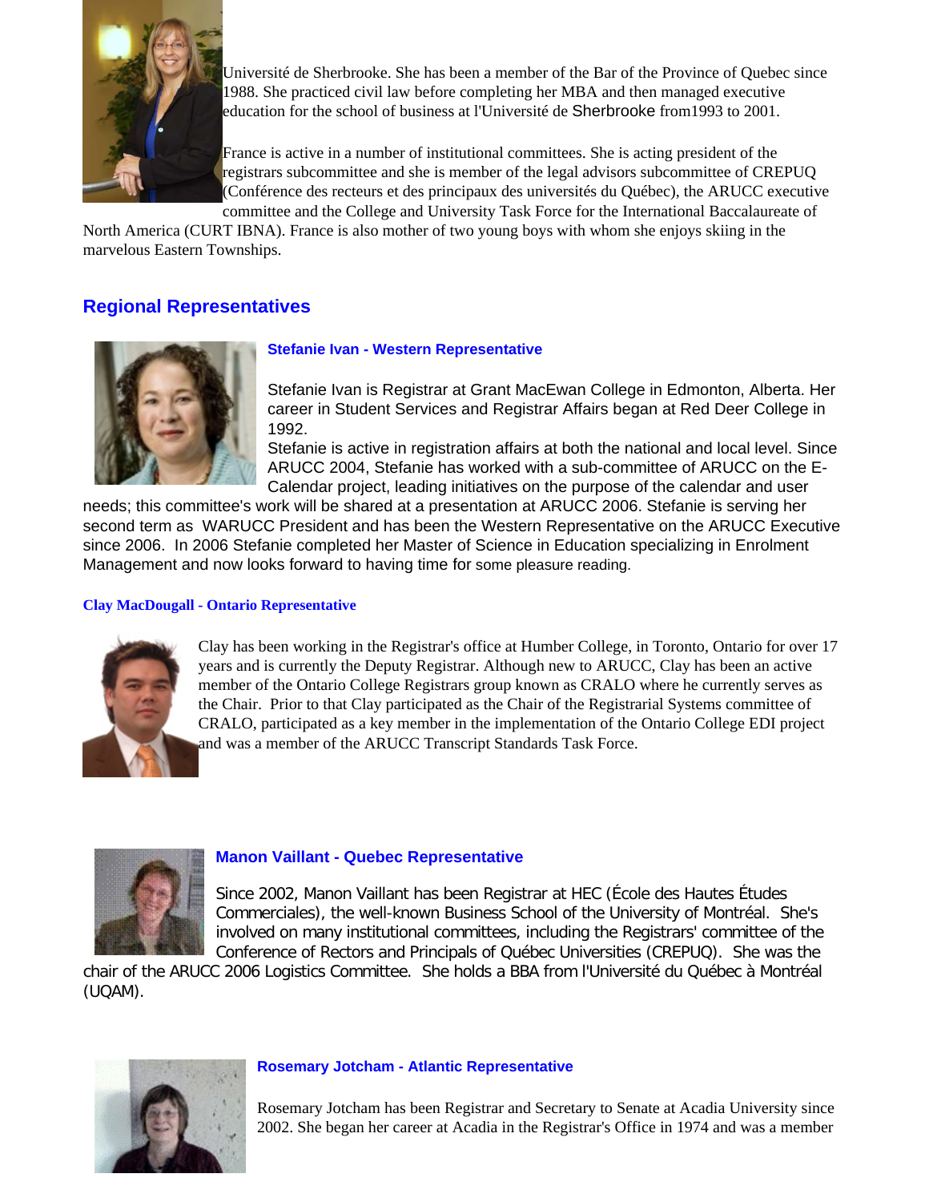Université de Sherbrooke. She has been a member of the Bar of the Province of Quebec since 1988. She practiced civil law before completing her MBA and then managed executive education for the school of business at l'Université de Sherbrooke from1993 to 2001.

France is active in a number of institutional committees. She is acting president of the registrars subcommittee and she is member of the legal advisors subcommittee of CREPUQ (Conférence des recteurs et des principaux des universités du Québec), the ARUCC executive committee and the College and University Task Force for the International Baccalaureate of North America (CURT IBNA). France is also mother of two young boys with whom she enjoys skiing in the marvelous Eastern Townships.

## Regional Representatives

### Stefanie Ivan - Western Representative

Stefanie Ivan is Registrar at Grant MacEwan College in Edmonton, Alberta. Her career in Student Services and Registrar Affairs began at Red Deer College in 1992.

Stefanie is active in registration affairs at both the national and local level. Since ARUCC 2004, Stefanie has worked with a sub-committee of ARUCC on the E-Calendar project, leading initiatives on the purpose of the calendar and user needs; this committee's work will be shared at a presentation at ARUCC 2006. Stefanie is serving her second term as WARUCC President and has been the Western Representative on the ARUCC Executive since 2006. In 2006 Stefanie completed her Master of Science in Education specializing in Enrolment Management and now looks forward to having time for some pleasure reading.

### Clay MacDougall - Ontario Representative

Clay has been working in the Registrar's office at Humber College, in Toronto, Ontario for over 17 years and is currently the Deputy Registrar. Although new to ARUCC, Clay has been an active member of the Ontario College Registrars group known as CRALO where he currently serves as the Chair. Prior to that Clay participated as the Chair of the Registrarial Systems committee of CRALO, participated as a key member in the implementation of the Ontario College EDI project and was a member of the ARUCC Transcript Standards Task Force.

### Manon Vaillant - Quebec Representative

Since 2002, Manon Vaillant has been Registrar at HEC (École des Hautes Études Commerciales), the well-known Business School of the University of Montréal. She's involved on many institutional committees, including the Registrars' committee of the Conference of Rectors and Principals of Québec Universities (CREPUQ). She was the chair of the ARUCC 2006 Logistics Committee. She holds a BBA from l'Université du Québec à Montréal (UQAM).

### Rosemary Jotcham - Atlantic Representative

Rosemary Jotcham has been Registrar and Secretary to Senate at Acadia University since 2002. She began her career at Acadia in the Registrar's Office in 1974 and was a member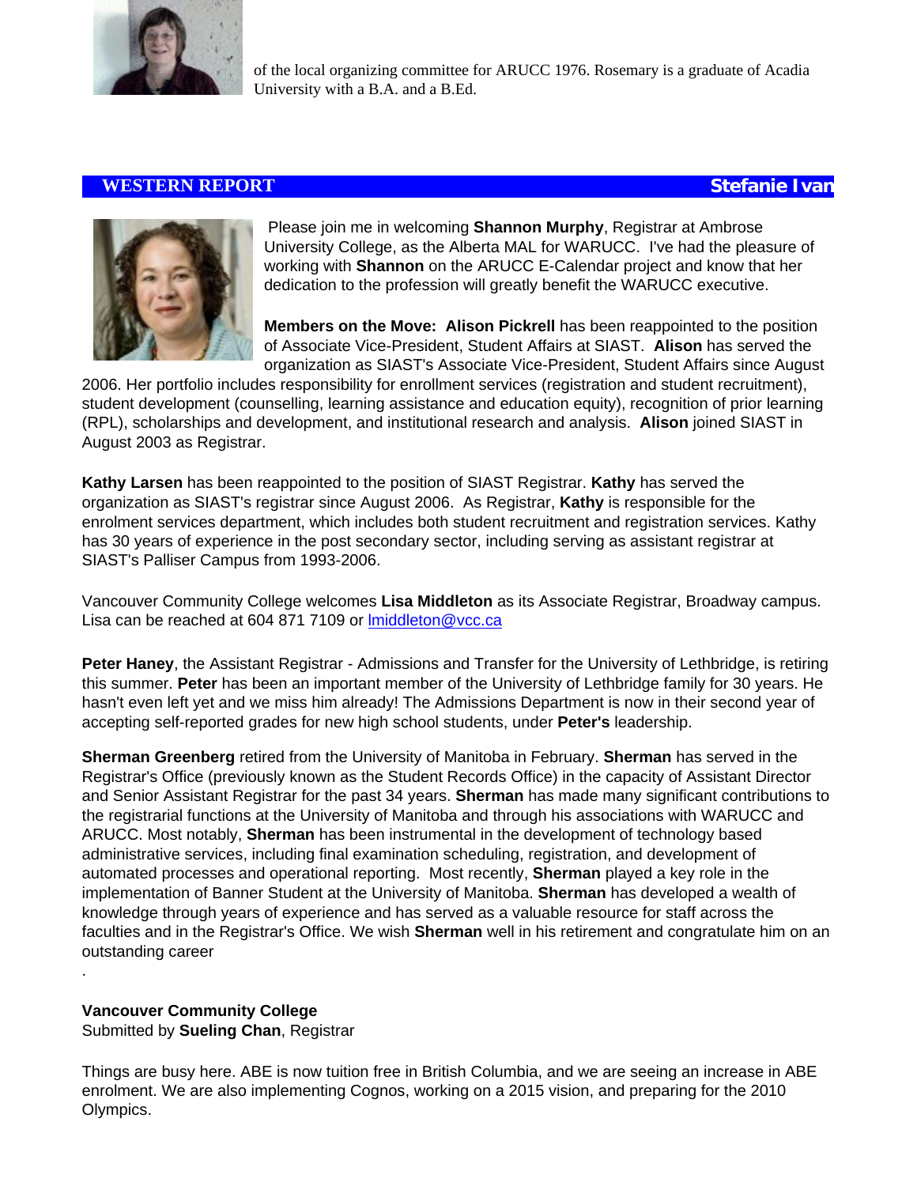of the local organizing committee for ARUCC 1976. Rosemary is a graduate of Acadia University with a B.A. and a B.Ed.

## WESTERN REPORT — Stefanie Ivan

Please join me in welcoming **Shannon Murphy**, Registrar at Ambrose University College, as the Alberta MAL for WARUCC. I've had the pleasure of working with **Shannon** on the ARUCC E-Calendar project and know that her dedication to the profession will greatly benefit the WARUCC executive.

**Members on the Move: Alison Pickrell** has been reappointed to the position of Associate Vice-President, Student Affairs at SIAST. **Alison** has served the organization as SIAST's Associate Vice-President, Student Affairs since August 2006. Her portfolio includes responsibility for enrollment services (registration and student recruitment), student development (counselling, learning assistance and education equity), recognition of prior learning (RPL), scholarships and development, and institutional research and analysis. **Alison** joined SIAST in August 2003 as Registrar.

**Kathy Larsen** has been reappointed to the position of SIAST Registrar. **Kathy** has served the organization as SIAST's registrar since August 2006. As Registrar, **Kathy** is responsible for the enrolment services department, which includes both student recruitment and registration services. Kathy has 30 years of experience in the post secondary sector, including serving as assistant registrar at SIAST's Palliser Campus from 1993-2006.

Vancouver Community College welcomes **Lisa Middleton** as its Associate Registrar, Broadway campus. Lisa can be reached at 604 871 7109 or lmiddleton@vcc.ca

**Peter Haney**, the Assistant Registrar - Admissions and Transfer for the University of Lethbridge, is retiring this summer. **Peter** has been an important member of the University of Lethbridge family for 30 years. He hasn't even left yet and we miss him already! The Admissions Department is now in their second year of accepting self-reported grades for new high school students, under **Peter's** leadership.

**Sherman Greenberg** retired from the University of Manitoba in February. **Sherman** has served in the Registrar's Office (previously known as the Student Records Office) in the capacity of Assistant Director and Senior Assistant Registrar for the past 34 years. **Sherman** has made many significant contributions to the registrarial functions at the University of Manitoba and through his associations with WARUCC and ARUCC. Most notably, **Sherman** has been instrumental in the development of technology based administrative services, including final examination scheduling, registration, and development of automated processes and operational reporting. Most recently, **Sherman** played a key role in the implementation of Banner Student at the University of Manitoba. **Sherman** has developed a wealth of knowledge through years of experience and has served as a valuable resource for staff across the faculties and in the Registrar's Office. We wish **Sherman** well in his retirement and congratulate him on an outstanding career

.

**Vancouver Community College**
Submitted by **Sueling Chan**, Registrar

Things are busy here. ABE is now tuition free in British Columbia, and we are seeing an increase in ABE enrolment. We are also implementing Cognos, working on a 2015 vision, and preparing for the 2010 Olympics.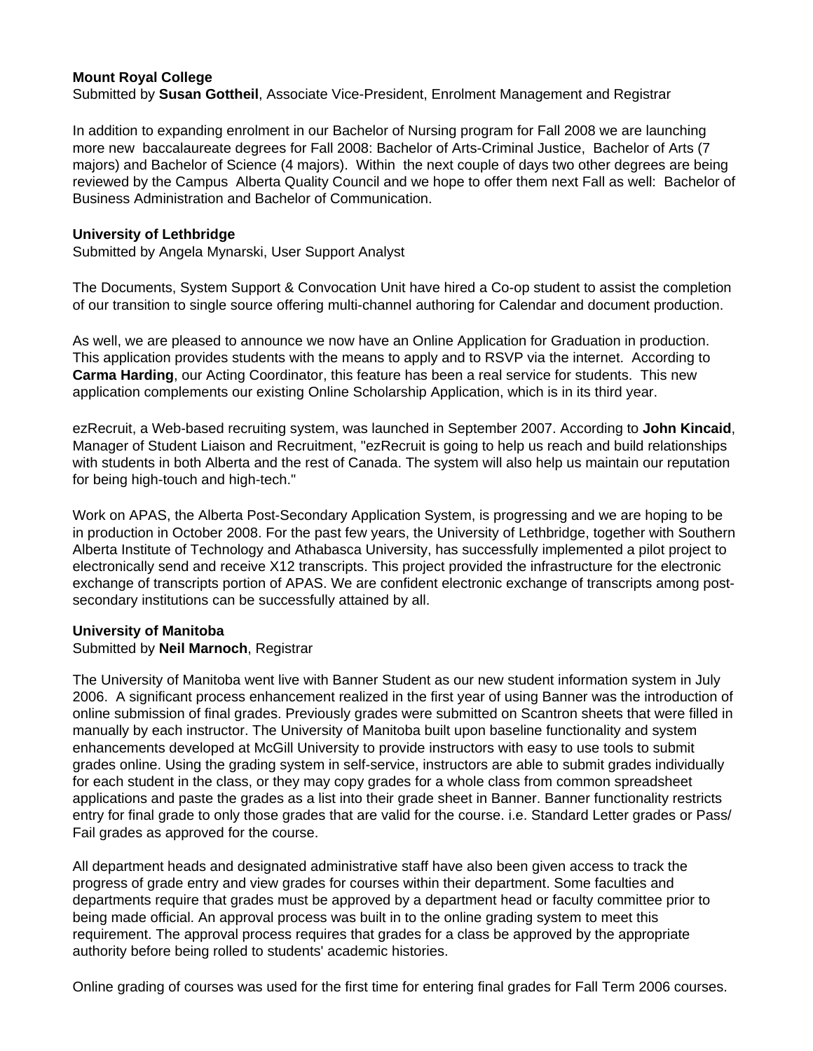**Mount Royal College**
Submitted by **Susan Gottheil**, Associate Vice-President, Enrolment Management and Registrar

In addition to expanding enrolment in our Bachelor of Nursing program for Fall 2008 we are launching more new baccalaureate degrees for Fall 2008: Bachelor of Arts-Criminal Justice, Bachelor of Arts (7 majors) and Bachelor of Science (4 majors). Within the next couple of days two other degrees are being reviewed by the Campus Alberta Quality Council and we hope to offer them next Fall as well: Bachelor of Business Administration and Bachelor of Communication.

**University of Lethbridge**
Submitted by Angela Mynarski, User Support Analyst

The Documents, System Support & Convocation Unit have hired a Co-op student to assist the completion of our transition to single source offering multi-channel authoring for Calendar and document production.

As well, we are pleased to announce we now have an Online Application for Graduation in production. This application provides students with the means to apply and to RSVP via the internet. According to **Carma Harding**, our Acting Coordinator, this feature has been a real service for students. This new application complements our existing Online Scholarship Application, which is in its third year.

ezRecruit, a Web-based recruiting system, was launched in September 2007. According to **John Kincaid**, Manager of Student Liaison and Recruitment, "ezRecruit is going to help us reach and build relationships with students in both Alberta and the rest of Canada. The system will also help us maintain our reputation for being high-touch and high-tech."

Work on APAS, the Alberta Post-Secondary Application System, is progressing and we are hoping to be in production in October 2008. For the past few years, the University of Lethbridge, together with Southern Alberta Institute of Technology and Athabasca University, has successfully implemented a pilot project to electronically send and receive X12 transcripts. This project provided the infrastructure for the electronic exchange of transcripts portion of APAS. We are confident electronic exchange of transcripts among post-secondary institutions can be successfully attained by all.

**University of Manitoba**
Submitted by **Neil Marnoch**, Registrar

The University of Manitoba went live with Banner Student as our new student information system in July 2006. A significant process enhancement realized in the first year of using Banner was the introduction of online submission of final grades. Previously grades were submitted on Scantron sheets that were filled in manually by each instructor. The University of Manitoba built upon baseline functionality and system enhancements developed at McGill University to provide instructors with easy to use tools to submit grades online. Using the grading system in self-service, instructors are able to submit grades individually for each student in the class, or they may copy grades for a whole class from common spreadsheet applications and paste the grades as a list into their grade sheet in Banner. Banner functionality restricts entry for final grade to only those grades that are valid for the course. i.e. Standard Letter grades or Pass/Fail grades as approved for the course.

All department heads and designated administrative staff have also been given access to track the progress of grade entry and view grades for courses within their department. Some faculties and departments require that grades must be approved by a department head or faculty committee prior to being made official. An approval process was built in to the online grading system to meet this requirement. The approval process requires that grades for a class be approved by the appropriate authority before being rolled to students' academic histories.

Online grading of courses was used for the first time for entering final grades for Fall Term 2006 courses.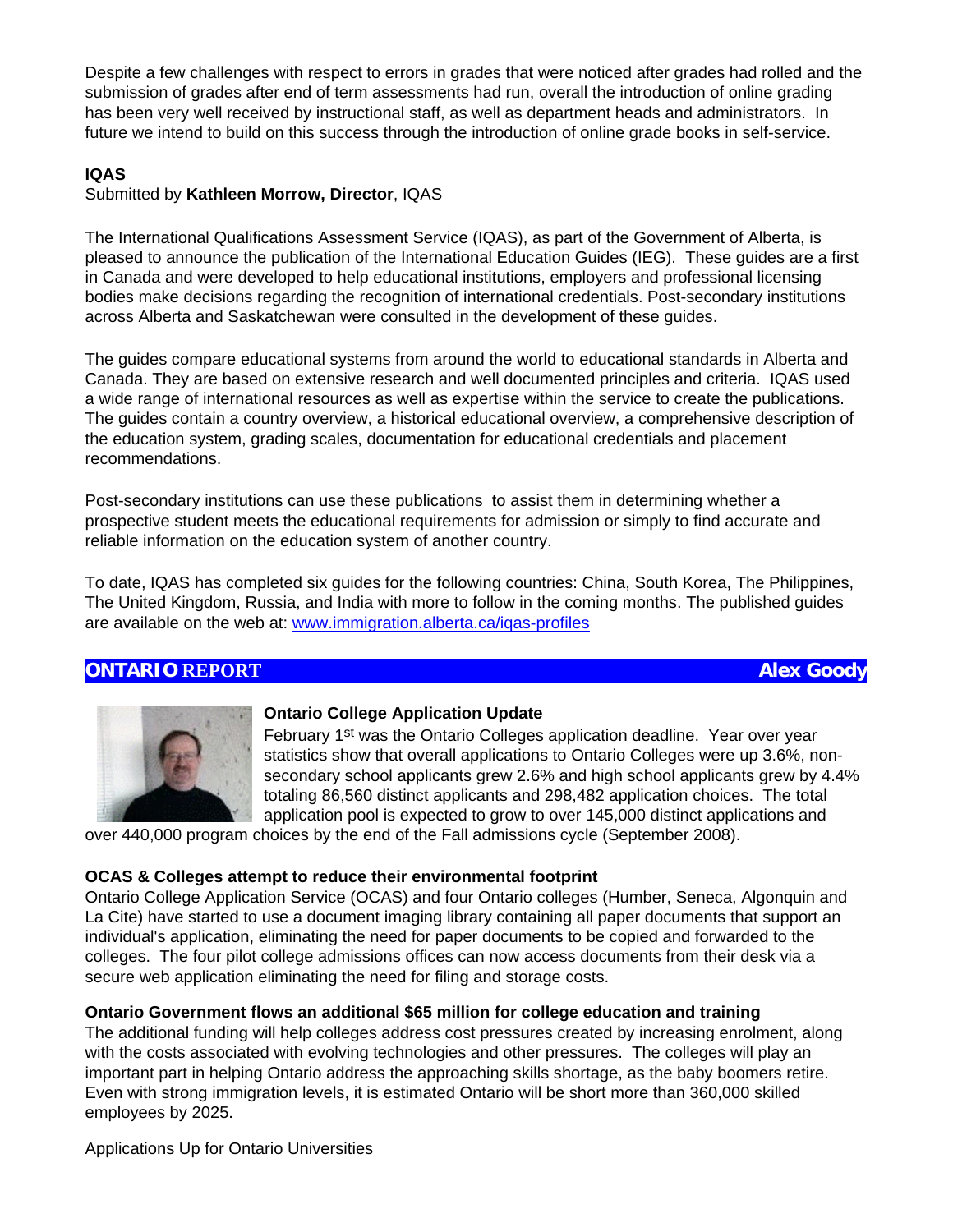Despite a few challenges with respect to errors in grades that were noticed after grades had rolled and the submission of grades after end of term assessments had run, overall the introduction of online grading has been very well received by instructional staff, as well as department heads and administrators. In future we intend to build on this success through the introduction of online grade books in self-service.

**IQAS**

Submitted by **Kathleen Morrow, Director**, IQAS

The International Qualifications Assessment Service (IQAS), as part of the Government of Alberta, is pleased to announce the publication of the International Education Guides (IEG). These guides are a first in Canada and were developed to help educational institutions, employers and professional licensing bodies make decisions regarding the recognition of international credentials. Post-secondary institutions across Alberta and Saskatchewan were consulted in the development of these guides.

The guides compare educational systems from around the world to educational standards in Alberta and Canada. They are based on extensive research and well documented principles and criteria. IQAS used a wide range of international resources as well as expertise within the service to create the publications. The guides contain a country overview, a historical educational overview, a comprehensive description of the education system, grading scales, documentation for educational credentials and placement recommendations.

Post-secondary institutions can use these publications to assist them in determining whether a prospective student meets the educational requirements for admission or simply to find accurate and reliable information on the education system of another country.

To date, IQAS has completed six guides for the following countries: China, South Korea, The Philippines, The United Kingdom, Russia, and India with more to follow in the coming months. The published guides are available on the web at: www.immigration.alberta.ca/iqas-profiles

## ONTARIO REPORT — Alex Goody

**Ontario College Application Update**

February 1st was the Ontario Colleges application deadline. Year over year statistics show that overall applications to Ontario Colleges were up 3.6%, non-secondary school applicants grew 2.6% and high school applicants grew by 4.4% totaling 86,560 distinct applicants and 298,482 application choices. The total application pool is expected to grow to over 145,000 distinct applications and over 440,000 program choices by the end of the Fall admissions cycle (September 2008).

**OCAS & Colleges attempt to reduce their environmental footprint**

Ontario College Application Service (OCAS) and four Ontario colleges (Humber, Seneca, Algonquin and La Cite) have started to use a document imaging library containing all paper documents that support an individual's application, eliminating the need for paper documents to be copied and forwarded to the colleges. The four pilot college admissions offices can now access documents from their desk via a secure web application eliminating the need for filing and storage costs.

**Ontario Government flows an additional $65 million for college education and training**

The additional funding will help colleges address cost pressures created by increasing enrolment, along with the costs associated with evolving technologies and other pressures. The colleges will play an important part in helping Ontario address the approaching skills shortage, as the baby boomers retire. Even with strong immigration levels, it is estimated Ontario will be short more than 360,000 skilled employees by 2025.

Applications Up for Ontario Universities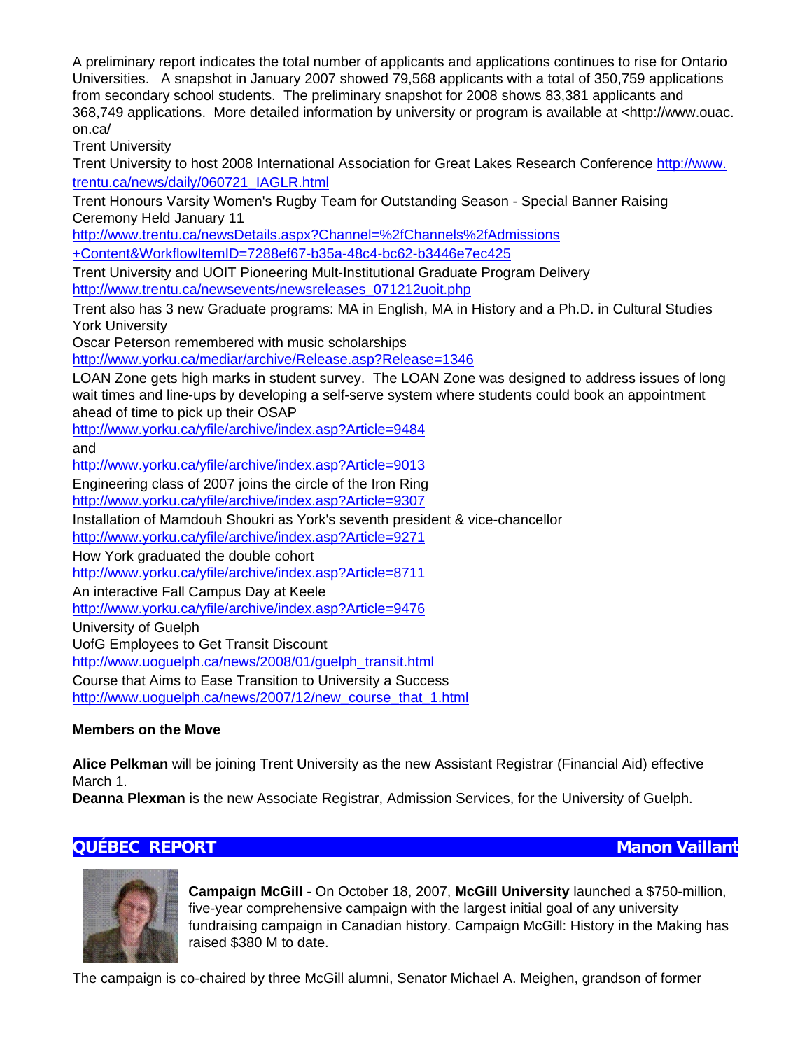A preliminary report indicates the total number of applicants and applications continues to rise for Ontario Universities. A snapshot in January 2007 showed 79,568 applicants with a total of 350,759 applications from secondary school students. The preliminary snapshot for 2008 shows 83,381 applicants and 368,749 applications. More detailed information by university or program is available at <http://www.ouac.on.ca/

Trent University

Trent University to host 2008 International Association for Great Lakes Research Conference http://www.trentu.ca/news/daily/060721_IAGLR.html

Trent Honours Varsity Women's Rugby Team for Outstanding Season - Special Banner Raising Ceremony Held January 11

http://www.trentu.ca/newsDetails.aspx?Channel=%2fChannels%2fAdmissions+Content&WorkflowItemID=7288ef67-b35a-48c4-bc62-b3446e7ec425

Trent University and UOIT Pioneering Mult-Institutional Graduate Program Delivery

http://www.trentu.ca/newsevents/newsreleases_071212uoit.php

Trent also has 3 new Graduate programs: MA in English, MA in History and a Ph.D. in Cultural Studies

York University

Oscar Peterson remembered with music scholarships

http://www.yorku.ca/mediar/archive/Release.asp?Release=1346

LOAN Zone gets high marks in student survey. The LOAN Zone was designed to address issues of long wait times and line-ups by developing a self-serve system where students could book an appointment ahead of time to pick up their OSAP

http://www.yorku.ca/yfile/archive/index.asp?Article=9484

and

http://www.yorku.ca/yfile/archive/index.asp?Article=9013

Engineering class of 2007 joins the circle of the Iron Ring

http://www.yorku.ca/yfile/archive/index.asp?Article=9307

Installation of Mamdouh Shoukri as York's seventh president & vice-chancellor

http://www.yorku.ca/yfile/archive/index.asp?Article=9271

How York graduated the double cohort

http://www.yorku.ca/yfile/archive/index.asp?Article=8711

An interactive Fall Campus Day at Keele

http://www.yorku.ca/yfile/archive/index.asp?Article=9476

University of Guelph

UofG Employees to Get Transit Discount

http://www.uoguelph.ca/news/2008/01/guelph_transit.html

Course that Aims to Ease Transition to University a Success

http://www.uoguelph.ca/news/2007/12/new_course_that_1.html

**Members on the Move**

**Alice Pelkman** will be joining Trent University as the new Assistant Registrar (Financial Aid) effective March 1.

**Deanna Plexman** is the new Associate Registrar, Admission Services, for the University of Guelph.

## QUÉBEC REPORT — Manon Vaillant

**Campaign McGill** - On October 18, 2007, **McGill University** launched a $750-million, five-year comprehensive campaign with the largest initial goal of any university fundraising campaign in Canadian history. Campaign McGill: History in the Making has raised $380 M to date.

The campaign is co-chaired by three McGill alumni, Senator Michael A. Meighen, grandson of former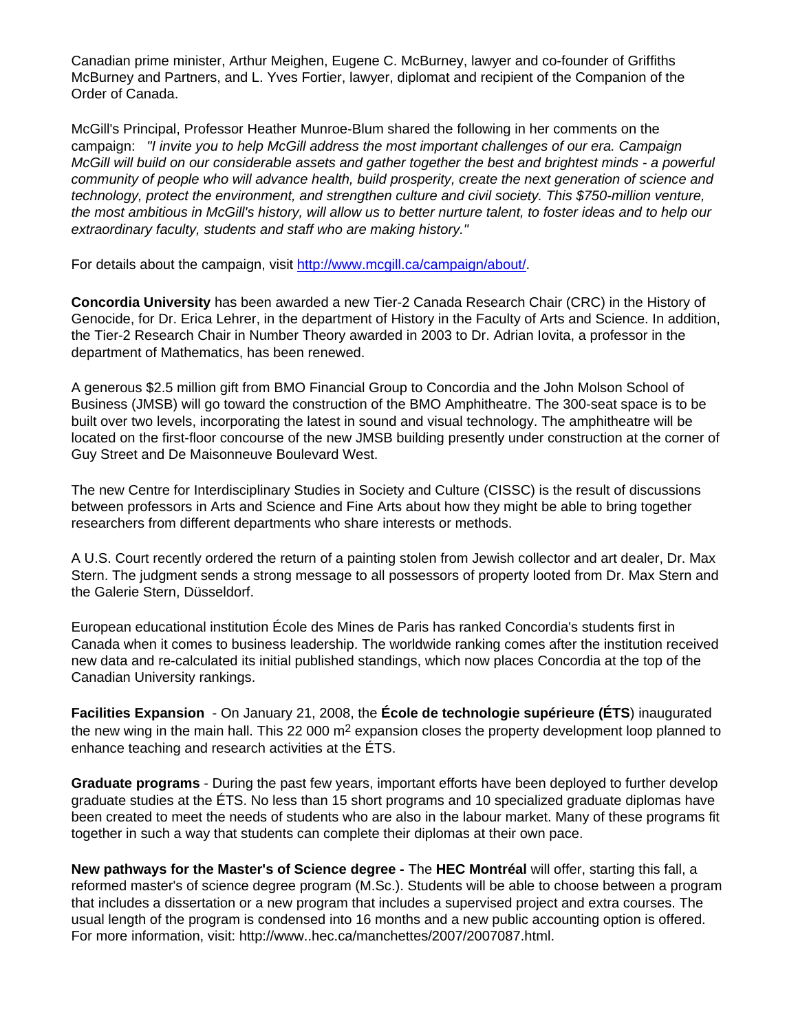Canadian prime minister, Arthur Meighen, Eugene C. McBurney, lawyer and co-founder of Griffiths McBurney and Partners, and L. Yves Fortier, lawyer, diplomat and recipient of the Companion of the Order of Canada.

McGill's Principal, Professor Heather Munroe-Blum shared the following in her comments on the campaign: *"I invite you to help McGill address the most important challenges of our era. Campaign McGill will build on our considerable assets and gather together the best and brightest minds - a powerful community of people who will advance health, build prosperity, create the next generation of science and technology, protect the environment, and strengthen culture and civil society. This $750-million venture, the most ambitious in McGill's history, will allow us to better nurture talent, to foster ideas and to help our extraordinary faculty, students and staff who are making history."*

For details about the campaign, visit http://www.mcgill.ca/campaign/about/.

**Concordia University** has been awarded a new Tier-2 Canada Research Chair (CRC) in the History of Genocide, for Dr. Erica Lehrer, in the department of History in the Faculty of Arts and Science. In addition, the Tier-2 Research Chair in Number Theory awarded in 2003 to Dr. Adrian Iovita, a professor in the department of Mathematics, has been renewed.

A generous $2.5 million gift from BMO Financial Group to Concordia and the John Molson School of Business (JMSB) will go toward the construction of the BMO Amphitheatre. The 300-seat space is to be built over two levels, incorporating the latest in sound and visual technology. The amphitheatre will be located on the first-floor concourse of the new JMSB building presently under construction at the corner of Guy Street and De Maisonneuve Boulevard West.

The new Centre for Interdisciplinary Studies in Society and Culture (CISSC) is the result of discussions between professors in Arts and Science and Fine Arts about how they might be able to bring together researchers from different departments who share interests or methods.

A U.S. Court recently ordered the return of a painting stolen from Jewish collector and art dealer, Dr. Max Stern. The judgment sends a strong message to all possessors of property looted from Dr. Max Stern and the Galerie Stern, Düsseldorf.

European educational institution École des Mines de Paris has ranked Concordia's students first in Canada when it comes to business leadership. The worldwide ranking comes after the institution received new data and re-calculated its initial published standings, which now places Concordia at the top of the Canadian University rankings.

**Facilities Expansion** - On January 21, 2008, the **École de technologie supérieure (ÉTS**) inaugurated the new wing in the main hall. This 22 000 $m^2$ expansion closes the property development loop planned to enhance teaching and research activities at the ÉTS.

**Graduate programs** - During the past few years, important efforts have been deployed to further develop graduate studies at the ÉTS. No less than 15 short programs and 10 specialized graduate diplomas have been created to meet the needs of students who are also in the labour market. Many of these programs fit together in such a way that students can complete their diplomas at their own pace.

**New pathways for the Master's of Science degree -** The **HEC Montréal** will offer, starting this fall, a reformed master's of science degree program (M.Sc.). Students will be able to choose between a program that includes a dissertation or a new program that includes a supervised project and extra courses. The usual length of the program is condensed into 16 months and a new public accounting option is offered. For more information, visit: http://www..hec.ca/manchettes/2007/2007087.html.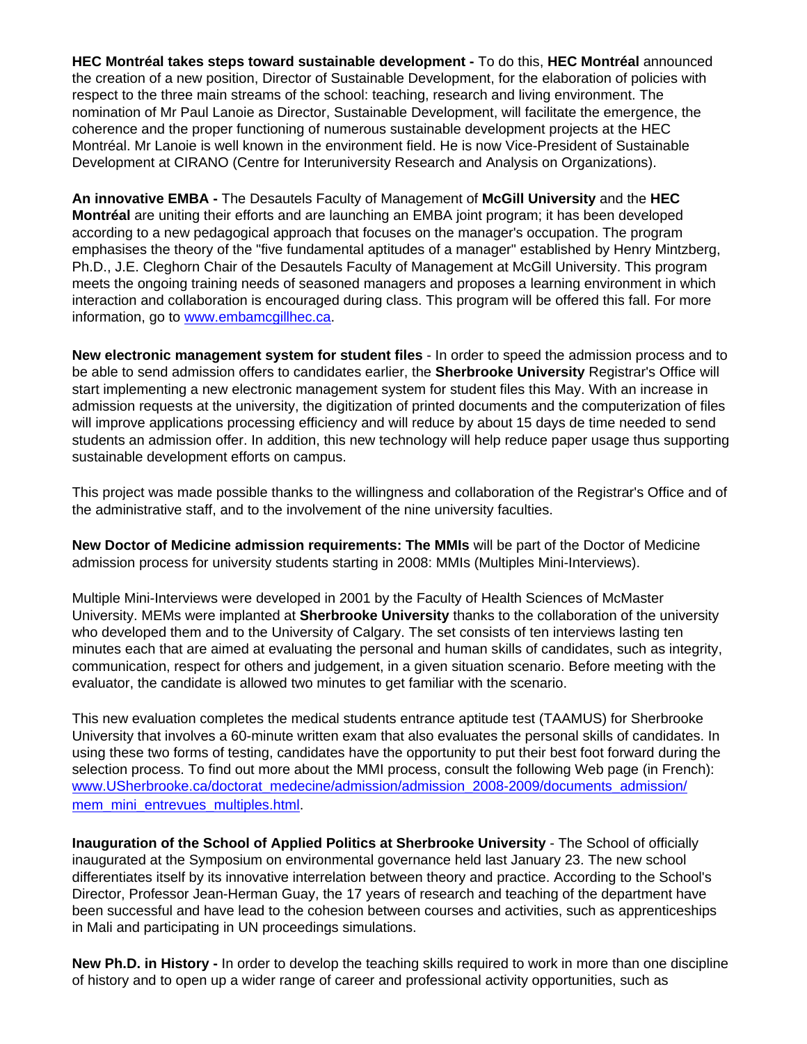**HEC Montréal takes steps toward sustainable development -** To do this, **HEC Montréal** announced the creation of a new position, Director of Sustainable Development, for the elaboration of policies with respect to the three main streams of the school: teaching, research and living environment. The nomination of Mr Paul Lanoie as Director, Sustainable Development, will facilitate the emergence, the coherence and the proper functioning of numerous sustainable development projects at the HEC Montréal. Mr Lanoie is well known in the environment field. He is now Vice-President of Sustainable Development at CIRANO (Centre for Interuniversity Research and Analysis on Organizations).

**An innovative EMBA -** The Desautels Faculty of Management of **McGill University** and the **HEC Montréal** are uniting their efforts and are launching an EMBA joint program; it has been developed according to a new pedagogical approach that focuses on the manager's occupation. The program emphasises the theory of the "five fundamental aptitudes of a manager" established by Henry Mintzberg, Ph.D., J.E. Cleghorn Chair of the Desautels Faculty of Management at McGill University. This program meets the ongoing training needs of seasoned managers and proposes a learning environment in which interaction and collaboration is encouraged during class. This program will be offered this fall. For more information, go to [www.embamcgillhec.ca](www.embamcgillhec.ca).

**New electronic management system for student files** - In order to speed the admission process and to be able to send admission offers to candidates earlier, the **Sherbrooke University** Registrar's Office will start implementing a new electronic management system for student files this May. With an increase in admission requests at the university, the digitization of printed documents and the computerization of files will improve applications processing efficiency and will reduce by about 15 days de time needed to send students an admission offer. In addition, this new technology will help reduce paper usage thus supporting sustainable development efforts on campus.

This project was made possible thanks to the willingness and collaboration of the Registrar's Office and of the administrative staff, and to the involvement of the nine university faculties.

**New Doctor of Medicine admission requirements: The MMIs** will be part of the Doctor of Medicine admission process for university students starting in 2008: MMIs (Multiples Mini-Interviews).

Multiple Mini-Interviews were developed in 2001 by the Faculty of Health Sciences of McMaster University. MEMs were implanted at **Sherbrooke University** thanks to the collaboration of the university who developed them and to the University of Calgary. The set consists of ten interviews lasting ten minutes each that are aimed at evaluating the personal and human skills of candidates, such as integrity, communication, respect for others and judgement, in a given situation scenario. Before meeting with the evaluator, the candidate is allowed two minutes to get familiar with the scenario.

This new evaluation completes the medical students entrance aptitude test (TAAMUS) for Sherbrooke University that involves a 60-minute written exam that also evaluates the personal skills of candidates. In using these two forms of testing, candidates have the opportunity to put their best foot forward during the selection process. To find out more about the MMI process, consult the following Web page (in French): [www.USherbrooke.ca/doctorat_medecine/admission/admission_2008-2009/documents_admission/mem_mini_entrevues_multiples.html](www.USherbrooke.ca/doctorat_medecine/admission/admission_2008-2009/documents_admission/mem_mini_entrevues_multiples.html).

**Inauguration of the School of Applied Politics at Sherbrooke University** - The School of officially inaugurated at the Symposium on environmental governance held last January 23. The new school differentiates itself by its innovative interrelation between theory and practice. According to the School's Director, Professor Jean-Herman Guay, the 17 years of research and teaching of the department have been successful and have lead to the cohesion between courses and activities, such as apprenticeships in Mali and participating in UN proceedings simulations.

**New Ph.D. in History -** In order to develop the teaching skills required to work in more than one discipline of history and to open up a wider range of career and professional activity opportunities, such as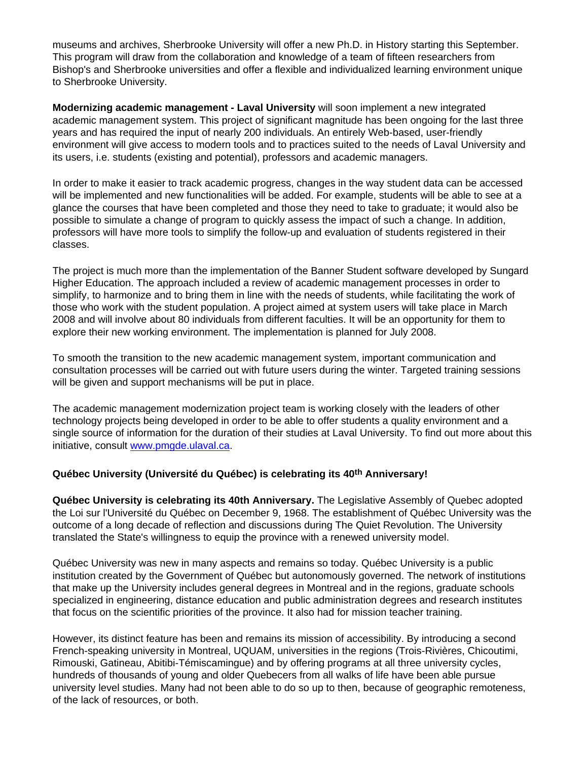museums and archives, Sherbrooke University will offer a new Ph.D. in History starting this September. This program will draw from the collaboration and knowledge of a team of fifteen researchers from Bishop's and Sherbrooke universities and offer a flexible and individualized learning environment unique to Sherbrooke University.

**Modernizing academic management - Laval University** will soon implement a new integrated academic management system. This project of significant magnitude has been ongoing for the last three years and has required the input of nearly 200 individuals. An entirely Web-based, user-friendly environment will give access to modern tools and to practices suited to the needs of Laval University and its users, i.e. students (existing and potential), professors and academic managers.

In order to make it easier to track academic progress, changes in the way student data can be accessed will be implemented and new functionalities will be added. For example, students will be able to see at a glance the courses that have been completed and those they need to take to graduate; it would also be possible to simulate a change of program to quickly assess the impact of such a change. In addition, professors will have more tools to simplify the follow-up and evaluation of students registered in their classes.

The project is much more than the implementation of the Banner Student software developed by Sungard Higher Education. The approach included a review of academic management processes in order to simplify, to harmonize and to bring them in line with the needs of students, while facilitating the work of those who work with the student population. A project aimed at system users will take place in March 2008 and will involve about 80 individuals from different faculties. It will be an opportunity for them to explore their new working environment. The implementation is planned for July 2008.

To smooth the transition to the new academic management system, important communication and consultation processes will be carried out with future users during the winter. Targeted training sessions will be given and support mechanisms will be put in place.

The academic management modernization project team is working closely with the leaders of other technology projects being developed in order to be able to offer students a quality environment and a single source of information for the duration of their studies at Laval University. To find out more about this initiative, consult www.pmgde.ulaval.ca.

### Québec University (Université du Québec) is celebrating its 40th Anniversary!

**Québec University is celebrating its 40th Anniversary.** The Legislative Assembly of Quebec adopted the Loi sur l'Université du Québec on December 9, 1968. The establishment of Québec University was the outcome of a long decade of reflection and discussions during The Quiet Revolution. The University translated the State's willingness to equip the province with a renewed university model.

Québec University was new in many aspects and remains so today. Québec University is a public institution created by the Government of Québec but autonomously governed. The network of institutions that make up the University includes general degrees in Montreal and in the regions, graduate schools specialized in engineering, distance education and public administration degrees and research institutes that focus on the scientific priorities of the province. It also had for mission teacher training.

However, its distinct feature has been and remains its mission of accessibility. By introducing a second French-speaking university in Montreal, UQUAM, universities in the regions (Trois-Rivières, Chicoutimi, Rimouski, Gatineau, Abitibi-Témiscamingue) and by offering programs at all three university cycles, hundreds of thousands of young and older Quebecers from all walks of life have been able pursue university level studies. Many had not been able to do so up to then, because of geographic remoteness, of the lack of resources, or both.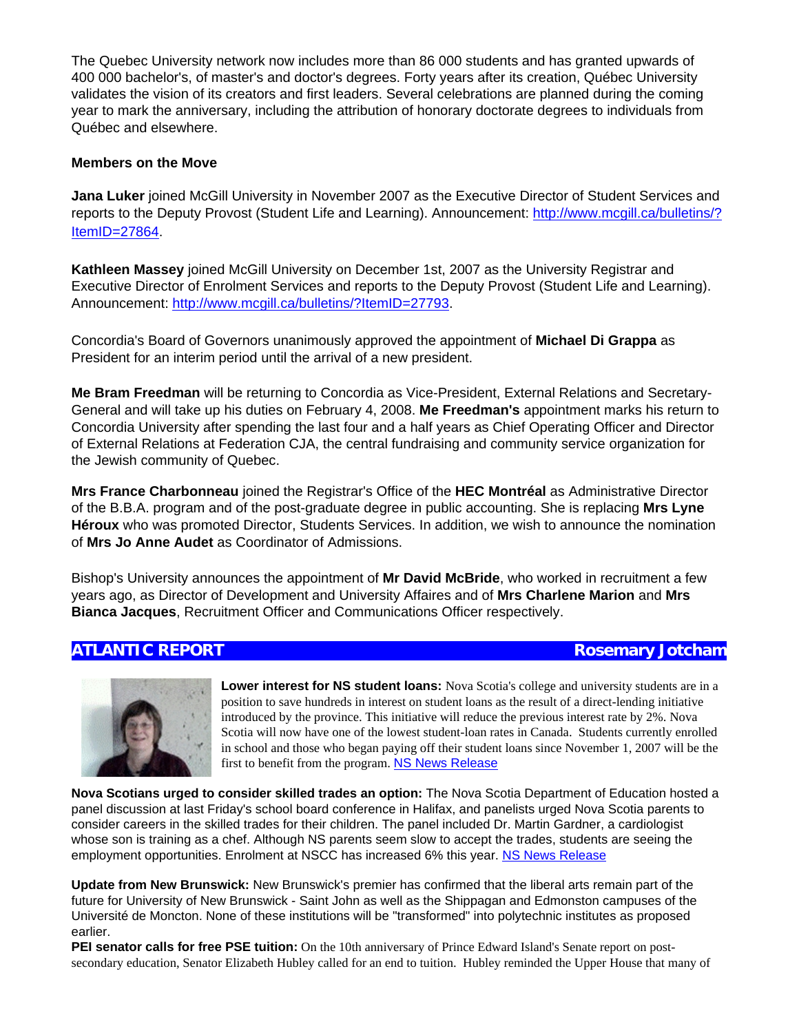The Quebec University network now includes more than 86 000 students and has granted upwards of 400 000 bachelor's, of master's and doctor's degrees. Forty years after its creation, Québec University validates the vision of its creators and first leaders. Several celebrations are planned during the coming year to mark the anniversary, including the attribution of honorary doctorate degrees to individuals from Québec and elsewhere.

**Members on the Move**

**Jana Luker** joined McGill University in November 2007 as the Executive Director of Student Services and reports to the Deputy Provost (Student Life and Learning). Announcement: http://www.mcgill.ca/bulletins/?ItemID=27864.

**Kathleen Massey** joined McGill University on December 1st, 2007 as the University Registrar and Executive Director of Enrolment Services and reports to the Deputy Provost (Student Life and Learning). Announcement: http://www.mcgill.ca/bulletins/?ItemID=27793.

Concordia's Board of Governors unanimously approved the appointment of **Michael Di Grappa** as President for an interim period until the arrival of a new president.

**Me Bram Freedman** will be returning to Concordia as Vice-President, External Relations and Secretary-General and will take up his duties on February 4, 2008. **Me Freedman's** appointment marks his return to Concordia University after spending the last four and a half years as Chief Operating Officer and Director of External Relations at Federation CJA, the central fundraising and community service organization for the Jewish community of Quebec.

**Mrs France Charbonneau** joined the Registrar's Office of the **HEC Montréal** as Administrative Director of the B.B.A. program and of the post-graduate degree in public accounting. She is replacing **Mrs Lyne Héroux** who was promoted Director, Students Services. In addition, we wish to announce the nomination of **Mrs Jo Anne Audet** as Coordinator of Admissions.

Bishop's University announces the appointment of **Mr David McBride**, who worked in recruitment a few years ago, as Director of Development and University Affaires and of **Mrs Charlene Marion** and **Mrs Bianca Jacques**, Recruitment Officer and Communications Officer respectively.

## ATLANTIC REPORT — Rosemary Jotcham

**Lower interest for NS student loans:** Nova Scotia's college and university students are in a position to save hundreds in interest on student loans as the result of a direct-lending initiative introduced by the province. This initiative will reduce the previous interest rate by 2%. Nova Scotia will now have one of the lowest student-loan rates in Canada. Students currently enrolled in school and those who began paying off their student loans since November 1, 2007 will be the first to benefit from the program. NS News Release

**Nova Scotians urged to consider skilled trades an option:** The Nova Scotia Department of Education hosted a panel discussion at last Friday's school board conference in Halifax, and panelists urged Nova Scotia parents to consider careers in the skilled trades for their children. The panel included Dr. Martin Gardner, a cardiologist whose son is training as a chef. Although NS parents seem slow to accept the trades, students are seeing the employment opportunities. Enrolment at NSCC has increased 6% this year. NS News Release

**Update from New Brunswick:** New Brunswick's premier has confirmed that the liberal arts remain part of the future for University of New Brunswick - Saint John as well as the Shippagan and Edmonston campuses of the Université de Moncton. None of these institutions will be "transformed" into polytechnic institutes as proposed earlier.

**PEI senator calls for free PSE tuition:** On the 10th anniversary of Prince Edward Island's Senate report on post-secondary education, Senator Elizabeth Hubley called for an end to tuition. Hubley reminded the Upper House that many of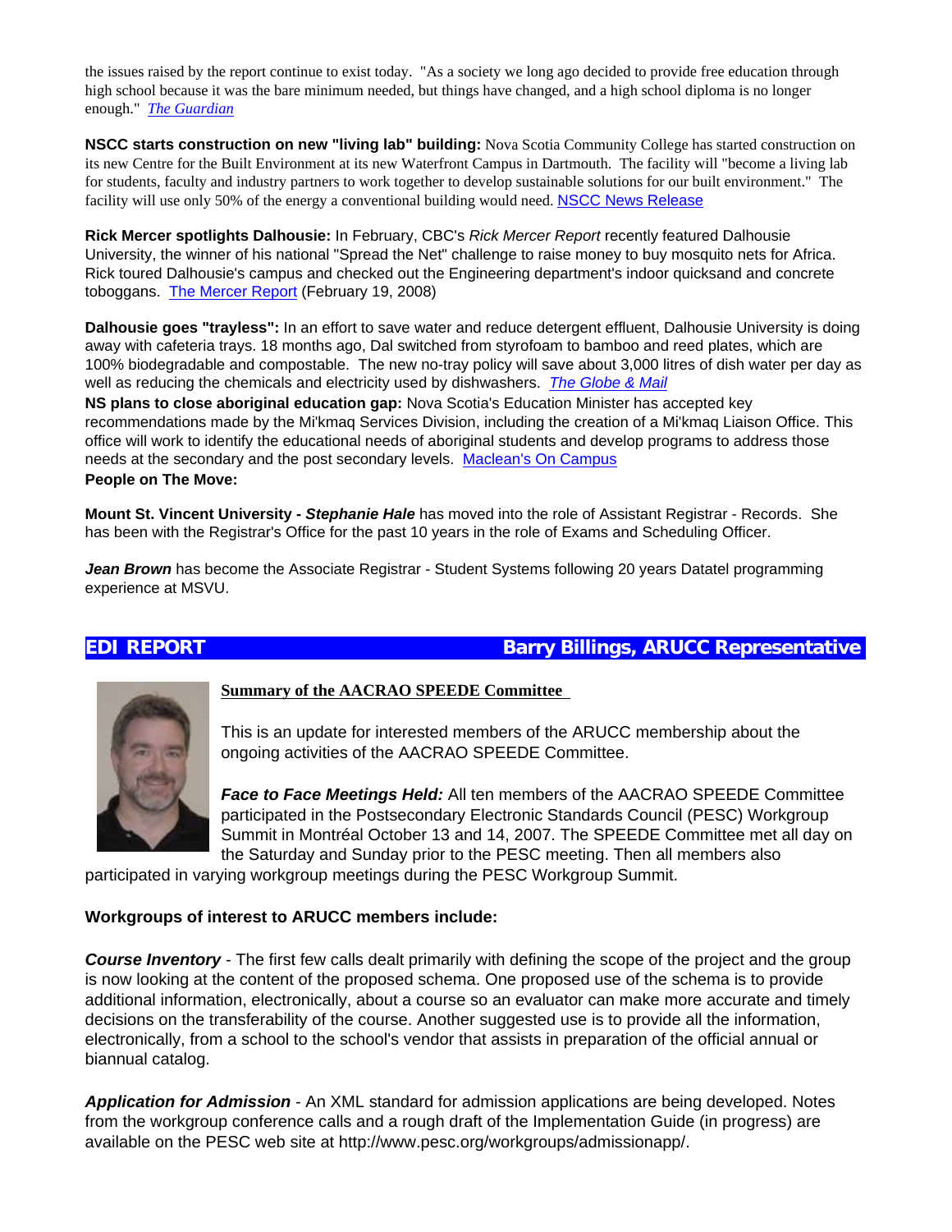the issues raised by the report continue to exist today. "As a society we long ago decided to provide free education through high school because it was the bare minimum needed, but things have changed, and a high school diploma is no longer enough." *The Guardian*

**NSCC starts construction on new "living lab" building:** Nova Scotia Community College has started construction on its new Centre for the Built Environment at its new Waterfront Campus in Dartmouth. The facility will "become a living lab for students, faculty and industry partners to work together to develop sustainable solutions for our built environment." The facility will use only 50% of the energy a conventional building would need. NSCC News Release

**Rick Mercer spotlights Dalhousie:** In February, CBC's *Rick Mercer Report* recently featured Dalhousie University, the winner of his national "Spread the Net" challenge to raise money to buy mosquito nets for Africa. Rick toured Dalhousie's campus and checked out the Engineering department's indoor quicksand and concrete toboggans. The Mercer Report (February 19, 2008)

**Dalhousie goes "trayless":** In an effort to save water and reduce detergent effluent, Dalhousie University is doing away with cafeteria trays. 18 months ago, Dal switched from styrofoam to bamboo and reed plates, which are 100% biodegradable and compostable. The new no-tray policy will save about 3,000 litres of dish water per day as well as reducing the chemicals and electricity used by dishwashers. *The Globe & Mail*

**NS plans to close aboriginal education gap:** Nova Scotia's Education Minister has accepted key recommendations made by the Mi'kmaq Services Division, including the creation of a Mi'kmaq Liaison Office. This office will work to identify the educational needs of aboriginal students and develop programs to address those needs at the secondary and the post secondary levels. Maclean's On Campus

**People on The Move:**

**Mount St. Vincent University - *Stephanie Hale*** has moved into the role of Assistant Registrar - Records. She has been with the Registrar's Office for the past 10 years in the role of Exams and Scheduling Officer.

***Jean Brown*** has become the Associate Registrar - Student Systems following 20 years Datatel programming experience at MSVU.

## EDI REPORT — Barry Billings, ARUCC Representative

**Summary of the AACRAO SPEEDE Committee**

This is an update for interested members of the ARUCC membership about the ongoing activities of the AACRAO SPEEDE Committee.

***Face to Face Meetings Held:*** All ten members of the AACRAO SPEEDE Committee participated in the Postsecondary Electronic Standards Council (PESC) Workgroup Summit in Montréal October 13 and 14, 2007. The SPEEDE Committee met all day on the Saturday and Sunday prior to the PESC meeting. Then all members also participated in varying workgroup meetings during the PESC Workgroup Summit.

**Workgroups of interest to ARUCC members include:**

***Course Inventory*** - The first few calls dealt primarily with defining the scope of the project and the group is now looking at the content of the proposed schema. One proposed use of the schema is to provide additional information, electronically, about a course so an evaluator can make more accurate and timely decisions on the transferability of the course. Another suggested use is to provide all the information, electronically, from a school to the school's vendor that assists in preparation of the official annual or biannual catalog.

***Application for Admission*** - An XML standard for admission applications are being developed. Notes from the workgroup conference calls and a rough draft of the Implementation Guide (in progress) are available on the PESC web site at http://www.pesc.org/workgroups/admissionapp/.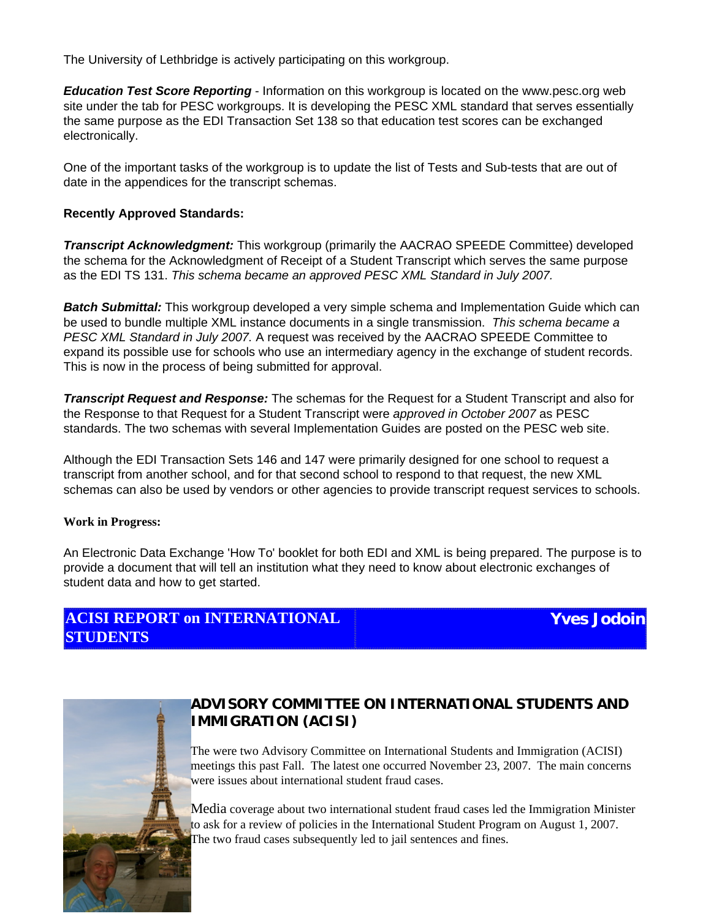The University of Lethbridge is actively participating on this workgroup.

***Education Test Score Reporting*** - Information on this workgroup is located on the www.pesc.org web site under the tab for PESC workgroups. It is developing the PESC XML standard that serves essentially the same purpose as the EDI Transaction Set 138 so that education test scores can be exchanged electronically.

One of the important tasks of the workgroup is to update the list of Tests and Sub-tests that are out of date in the appendices for the transcript schemas.

**Recently Approved Standards:**

***Transcript Acknowledgment:*** This workgroup (primarily the AACRAO SPEEDE Committee) developed the schema for the Acknowledgment of Receipt of a Student Transcript which serves the same purpose as the EDI TS 131. *This schema became an approved PESC XML Standard in July 2007.*

***Batch Submittal:*** This workgroup developed a very simple schema and Implementation Guide which can be used to bundle multiple XML instance documents in a single transmission. *This schema became a PESC XML Standard in July 2007.* A request was received by the AACRAO SPEEDE Committee to expand its possible use for schools who use an intermediary agency in the exchange of student records. This is now in the process of being submitted for approval.

***Transcript Request and Response:*** The schemas for the Request for a Student Transcript and also for the Response to that Request for a Student Transcript were *approved in October 2007* as PESC standards. The two schemas with several Implementation Guides are posted on the PESC web site.

Although the EDI Transaction Sets 146 and 147 were primarily designed for one school to request a transcript from another school, and for that second school to respond to that request, the new XML schemas can also be used by vendors or other agencies to provide transcript request services to schools.

**Work in Progress:**

An Electronic Data Exchange 'How To' booklet for both EDI and XML is being prepared. The purpose is to provide a document that will tell an institution what they need to know about electronic exchanges of student data and how to get started.

## ACISI REPORT on INTERNATIONAL STUDENTS — Yves Jodoin

### ADVISORY COMMITTEE ON INTERNATIONAL STUDENTS AND IMMIGRATION (ACISI)

The were two Advisory Committee on International Students and Immigration (ACISI) meetings this past Fall. The latest one occurred November 23, 2007. The main concerns were issues about international student fraud cases.

Media coverage about two international student fraud cases led the Immigration Minister to ask for a review of policies in the International Student Program on August 1, 2007. The two fraud cases subsequently led to jail sentences and fines.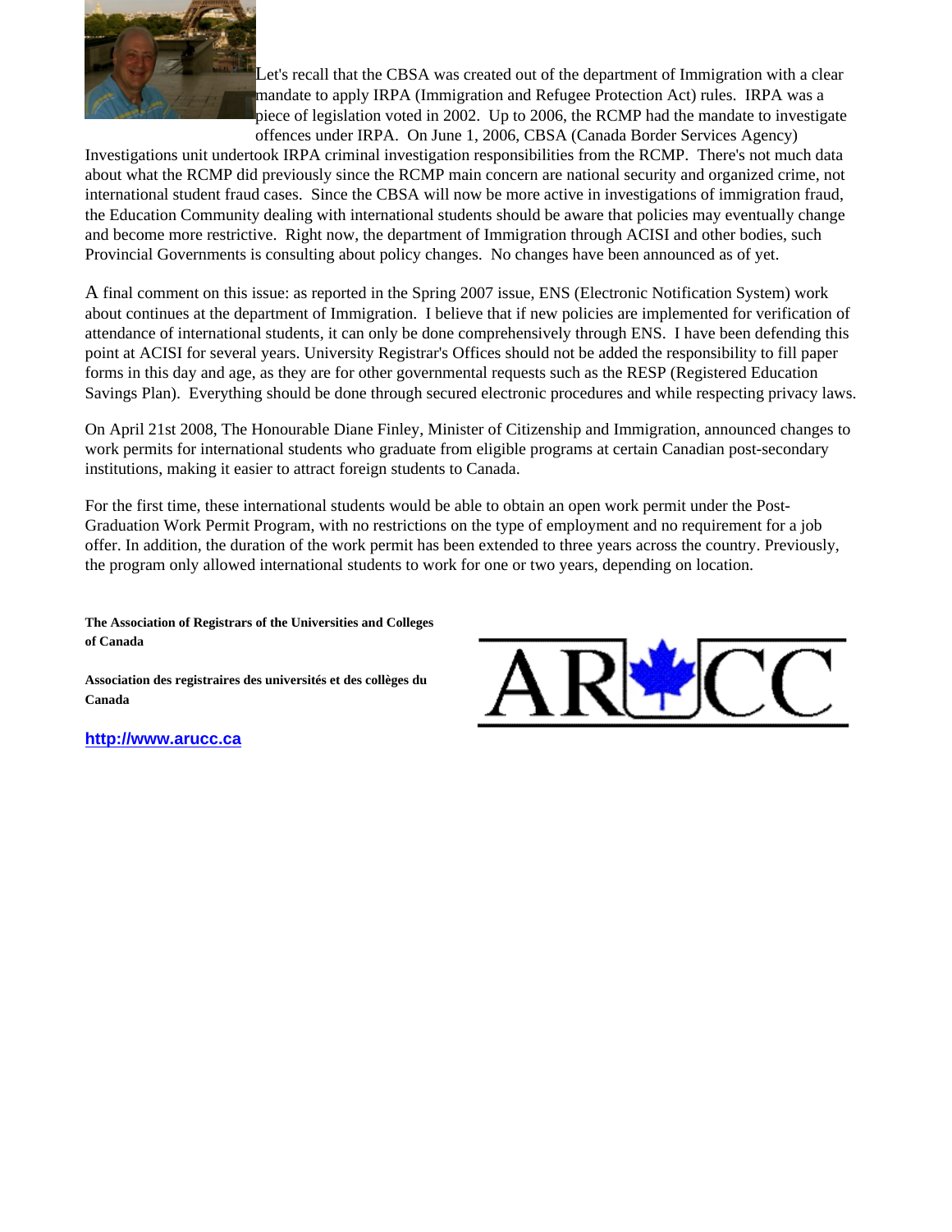Let's recall that the CBSA was created out of the department of Immigration with a clear mandate to apply IRPA (Immigration and Refugee Protection Act) rules. IRPA was a piece of legislation voted in 2002. Up to 2006, the RCMP had the mandate to investigate offences under IRPA. On June 1, 2006, CBSA (Canada Border Services Agency) Investigations unit undertook IRPA criminal investigation responsibilities from the RCMP. There's not much data about what the RCMP did previously since the RCMP main concern are national security and organized crime, not international student fraud cases. Since the CBSA will now be more active in investigations of immigration fraud, the Education Community dealing with international students should be aware that policies may eventually change and become more restrictive. Right now, the department of Immigration through ACISI and other bodies, such Provincial Governments is consulting about policy changes. No changes have been announced as of yet.

A final comment on this issue: as reported in the Spring 2007 issue, ENS (Electronic Notification System) work about continues at the department of Immigration. I believe that if new policies are implemented for verification of attendance of international students, it can only be done comprehensively through ENS. I have been defending this point at ACISI for several years. University Registrar's Offices should not be added the responsibility to fill paper forms in this day and age, as they are for other governmental requests such as the RESP (Registered Education Savings Plan). Everything should be done through secured electronic procedures and while respecting privacy laws.

On April 21st 2008, The Honourable Diane Finley, Minister of Citizenship and Immigration, announced changes to work permits for international students who graduate from eligible programs at certain Canadian post-secondary institutions, making it easier to attract foreign students to Canada.

For the first time, these international students would be able to obtain an open work permit under the Post-Graduation Work Permit Program, with no restrictions on the type of employment and no requirement for a job offer. In addition, the duration of the work permit has been extended to three years across the country. Previously, the program only allowed international students to work for one or two years, depending on location.

**The Association of Registrars of the Universities and Colleges of Canada**

**Association des registraires des universités et des collèges du Canada**

**http://www.arucc.ca**

ARUCC